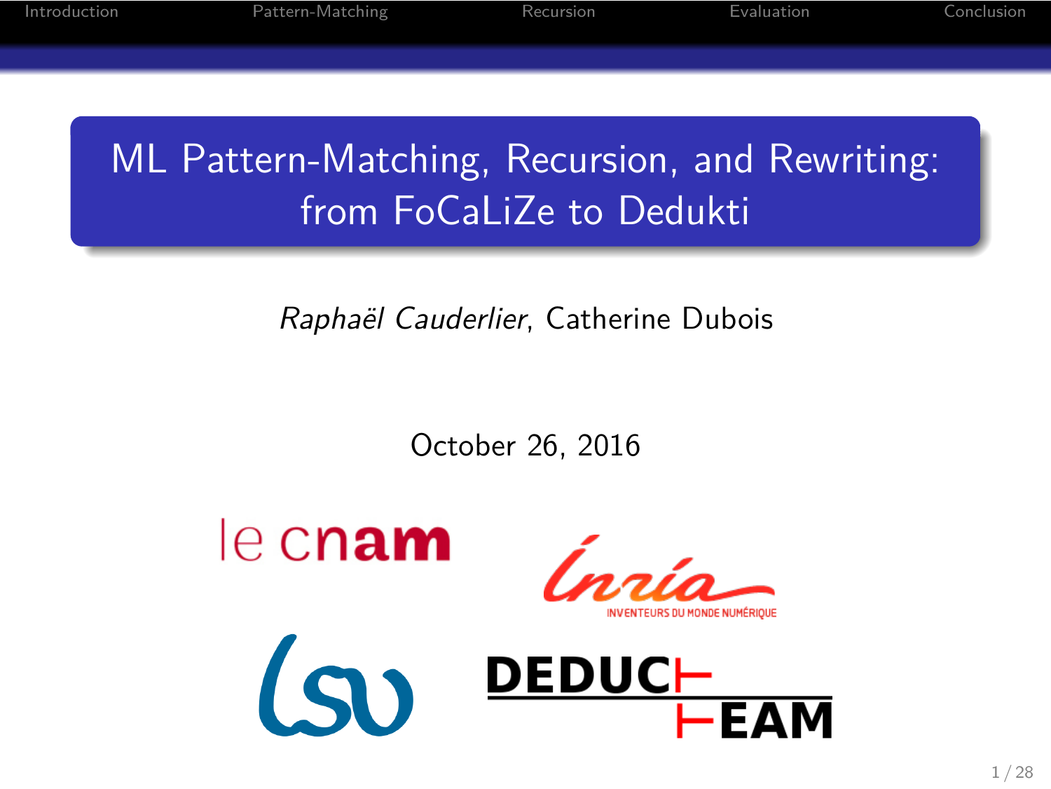# ML Pattern-Matching, Recursion, and Rewriting: from FoCaLiZe to Dedukti

*Raphaël Cauderlier*, Catherine Dubois

October 26, 2016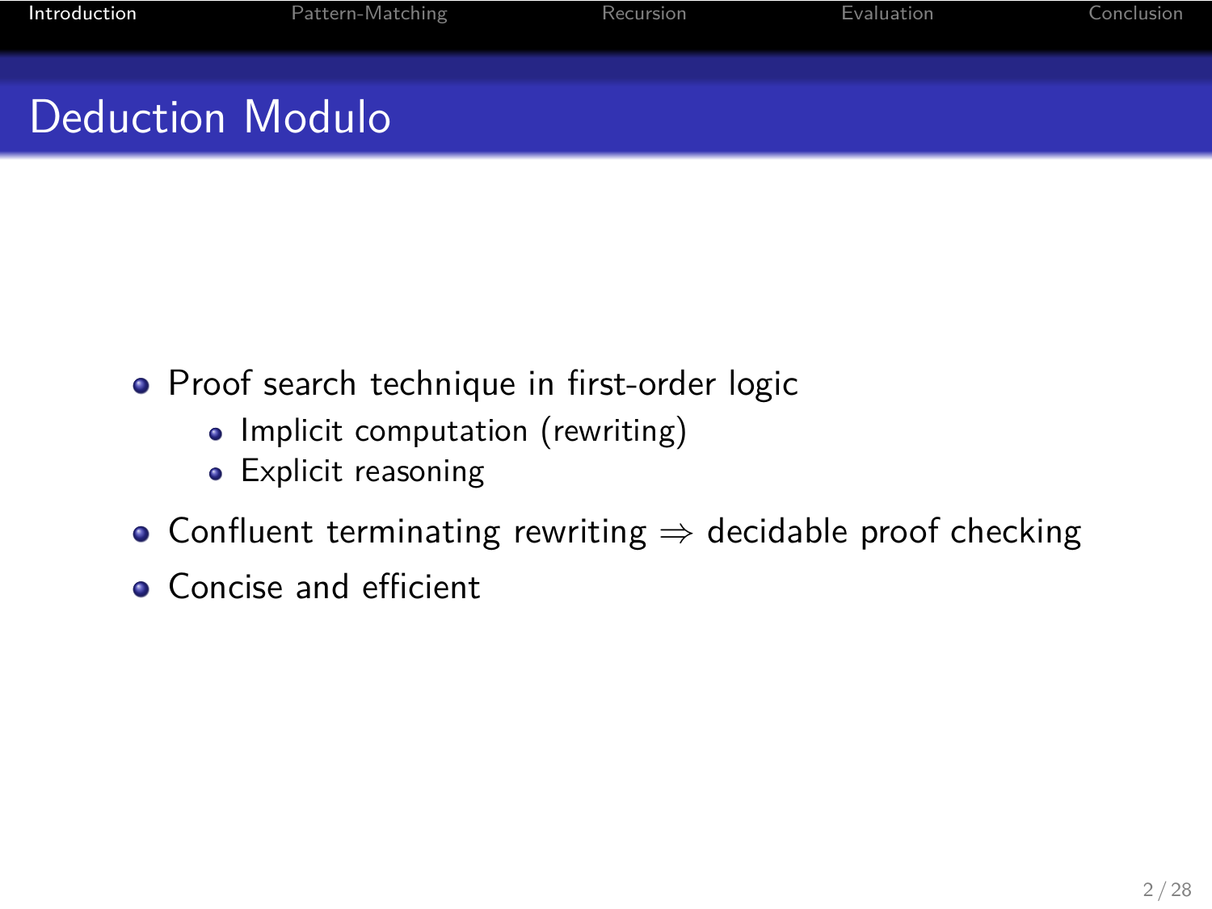# Deduction Modulo

- Proof search technique in first-order logic
  - Implicit computation (rewriting)
  - Explicit reasoning
- Confluent terminating rewriting $\Rightarrow$ decidable proof checking
- Concise and efficient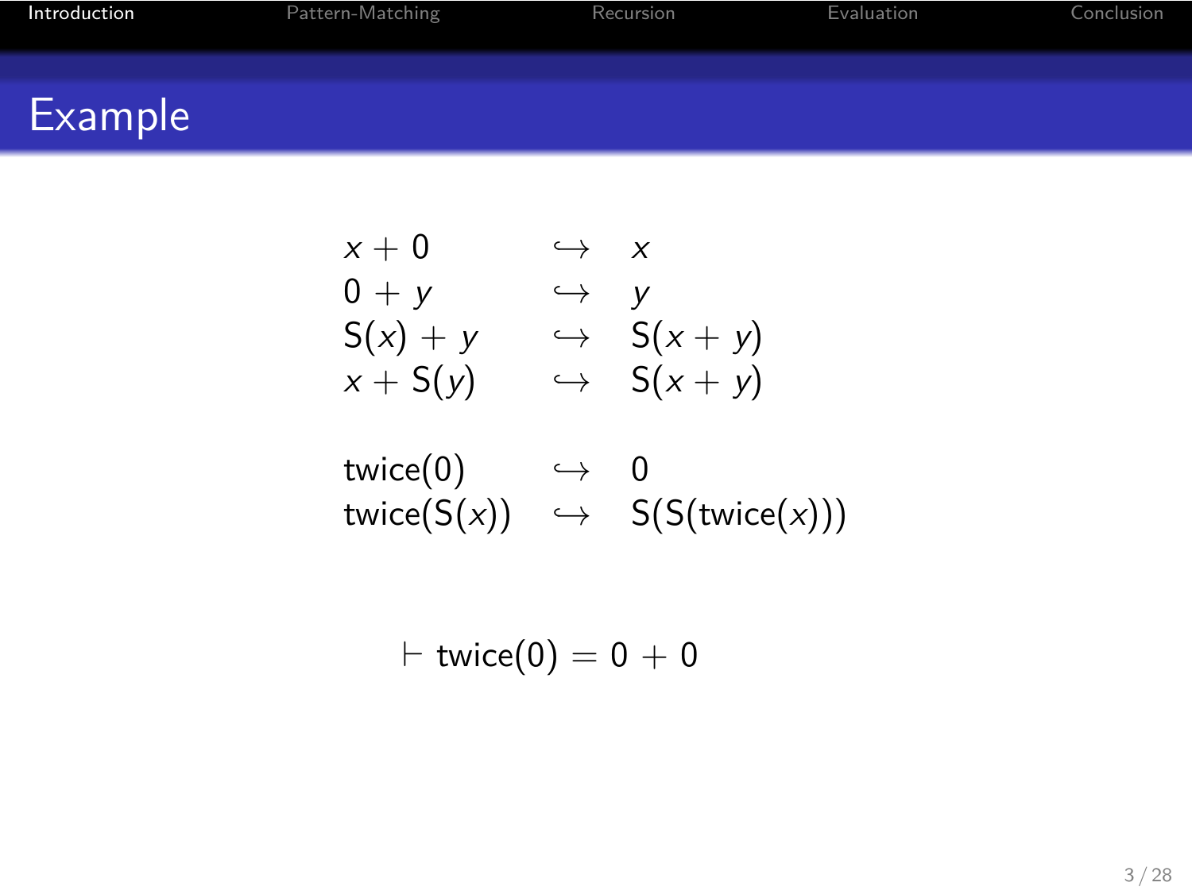# Example

$$
\begin{array}{lcl}
x + 0 & \hookrightarrow & x \\
0 + y & \hookrightarrow & y \\
\mathsf{S}(x) + y & \hookrightarrow & \mathsf{S}(x + y) \\
x + \mathsf{S}(y) & \hookrightarrow & \mathsf{S}(x + y)
\end{array}
$$

$$
\begin{array}{lcl}
\mathsf{twice}(0) & \hookrightarrow & 0 \\
\mathsf{twice}(\mathsf{S}(x)) & \hookrightarrow & \mathsf{S}(\mathsf{S}(\mathsf{twice}(x)))
\end{array}
$$

$$\vdash \mathsf{twice}(0) = 0 + 0$$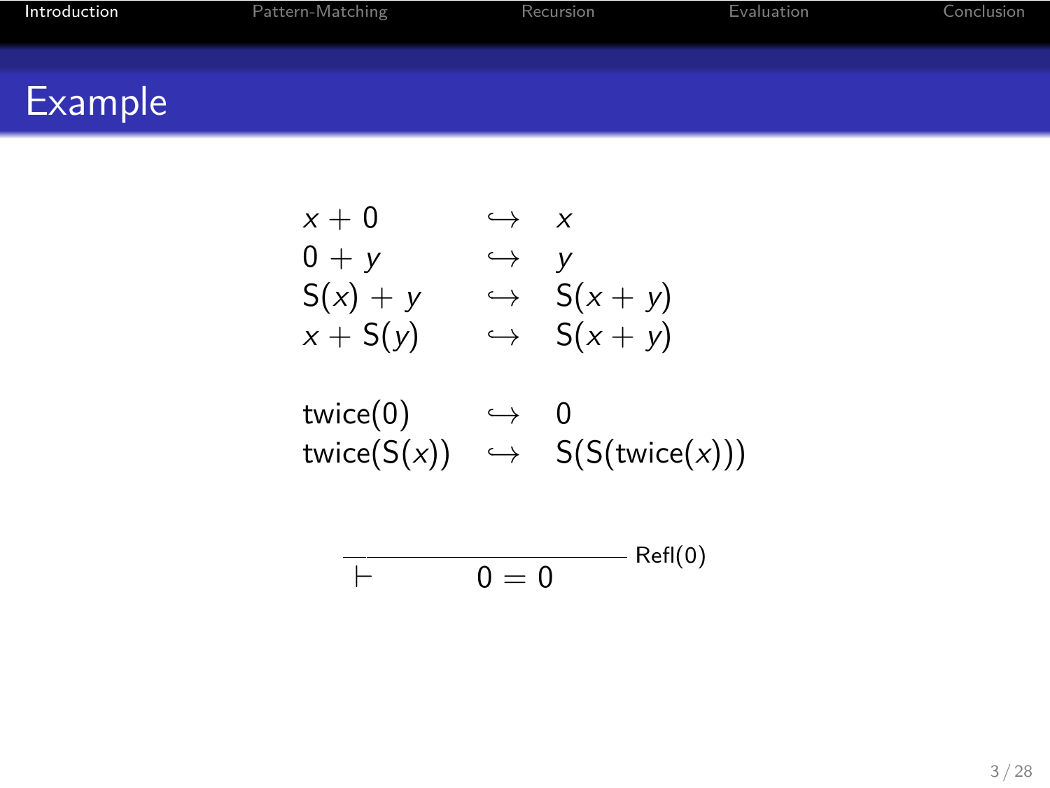# Example

$$
\begin{array}{lcl}
x + 0 & \hookrightarrow & x \\
0 + y & \hookrightarrow & y \\
\mathrm{S}(x) + y & \hookrightarrow & \mathrm{S}(x + y) \\
x + \mathrm{S}(y) & \hookrightarrow & \mathrm{S}(x + y)
\end{array}
$$

$$
\begin{array}{lcl}
\mathrm{twice}(0) & \hookrightarrow & 0 \\
\mathrm{twice}(\mathrm{S}(x)) & \hookrightarrow & \mathrm{S}(\mathrm{S}(\mathrm{twice}(x)))
\end{array}
$$

$$
\frac{}{\vdash \quad 0 = 0} \; \mathrm{Refl}(0)
$$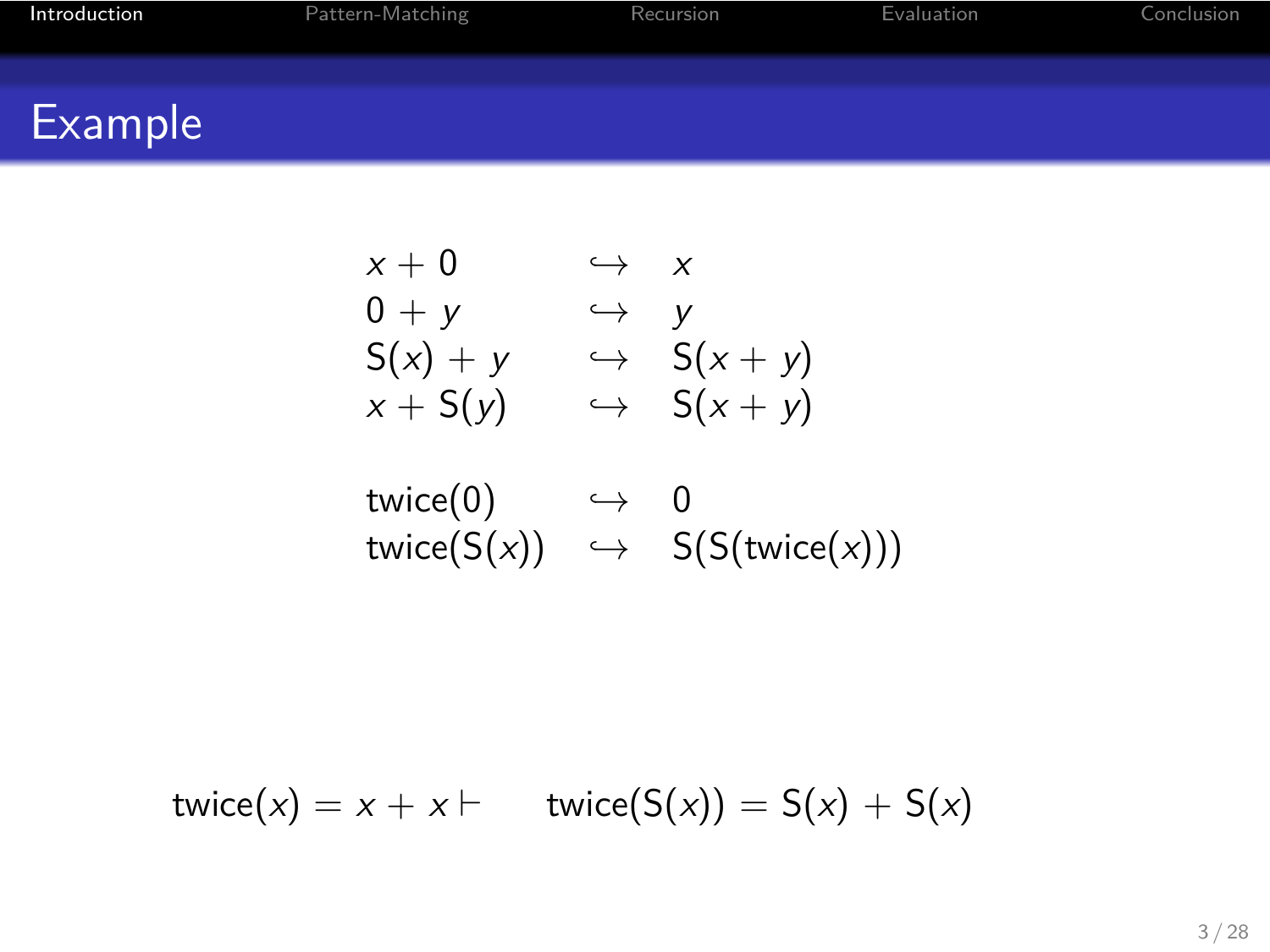## Example

$$
\begin{array}{lcl}
x + 0 & \hookrightarrow & x \\
0 + y & \hookrightarrow & y \\
\mathsf{S}(x) + y & \hookrightarrow & \mathsf{S}(x + y) \\
x + \mathsf{S}(y) & \hookrightarrow & \mathsf{S}(x + y) \\
\\
\mathsf{twice}(0) & \hookrightarrow & 0 \\
\mathsf{twice}(\mathsf{S}(x)) & \hookrightarrow & \mathsf{S}(\mathsf{S}(\mathsf{twice}(x)))
\end{array}
$$

$$
\mathsf{twice}(x) = x + x \vdash \quad \mathsf{twice}(\mathsf{S}(x)) = \mathsf{S}(x) + \mathsf{S}(x)
$$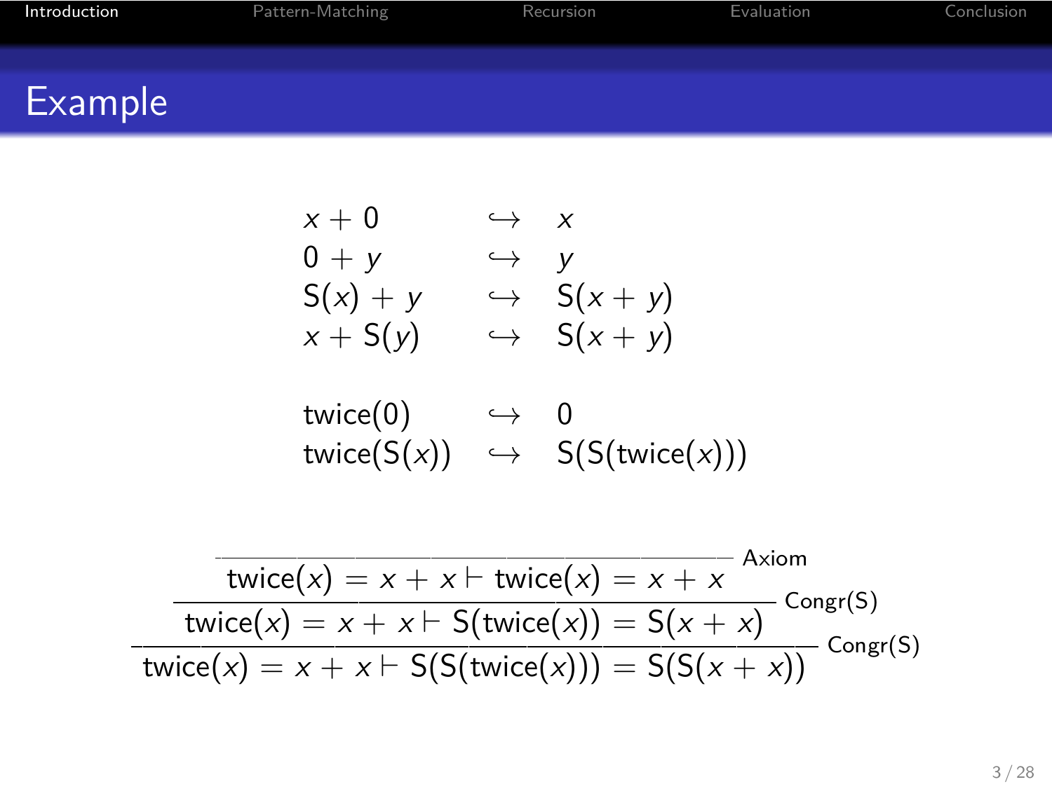## Example

$$
\begin{array}{lcl}
x + 0 & \hookrightarrow & x \\
0 + y & \hookrightarrow & y \\
\mathsf{S}(x) + y & \hookrightarrow & \mathsf{S}(x + y) \\
x + \mathsf{S}(y) & \hookrightarrow & \mathsf{S}(x + y) \\
 & & \\
\mathsf{twice}(0) & \hookrightarrow & 0 \\
\mathsf{twice}(\mathsf{S}(x)) & \hookrightarrow & \mathsf{S}(\mathsf{S}(\mathsf{twice}(x)))
\end{array}
$$

$$
\dfrac{\dfrac{\dfrac{}{\mathsf{twice}(x) = x + x \vdash \mathsf{twice}(x) = x + x}\ \text{Axiom}}{\mathsf{twice}(x) = x + x \vdash \mathsf{S}(\mathsf{twice}(x)) = \mathsf{S}(x + x)}\ \text{Congr(S)}}{\mathsf{twice}(x) = x + x \vdash \mathsf{S}(\mathsf{S}(\mathsf{twice}(x))) = \mathsf{S}(\mathsf{S}(x + x))}\ \text{Congr(S)}
$$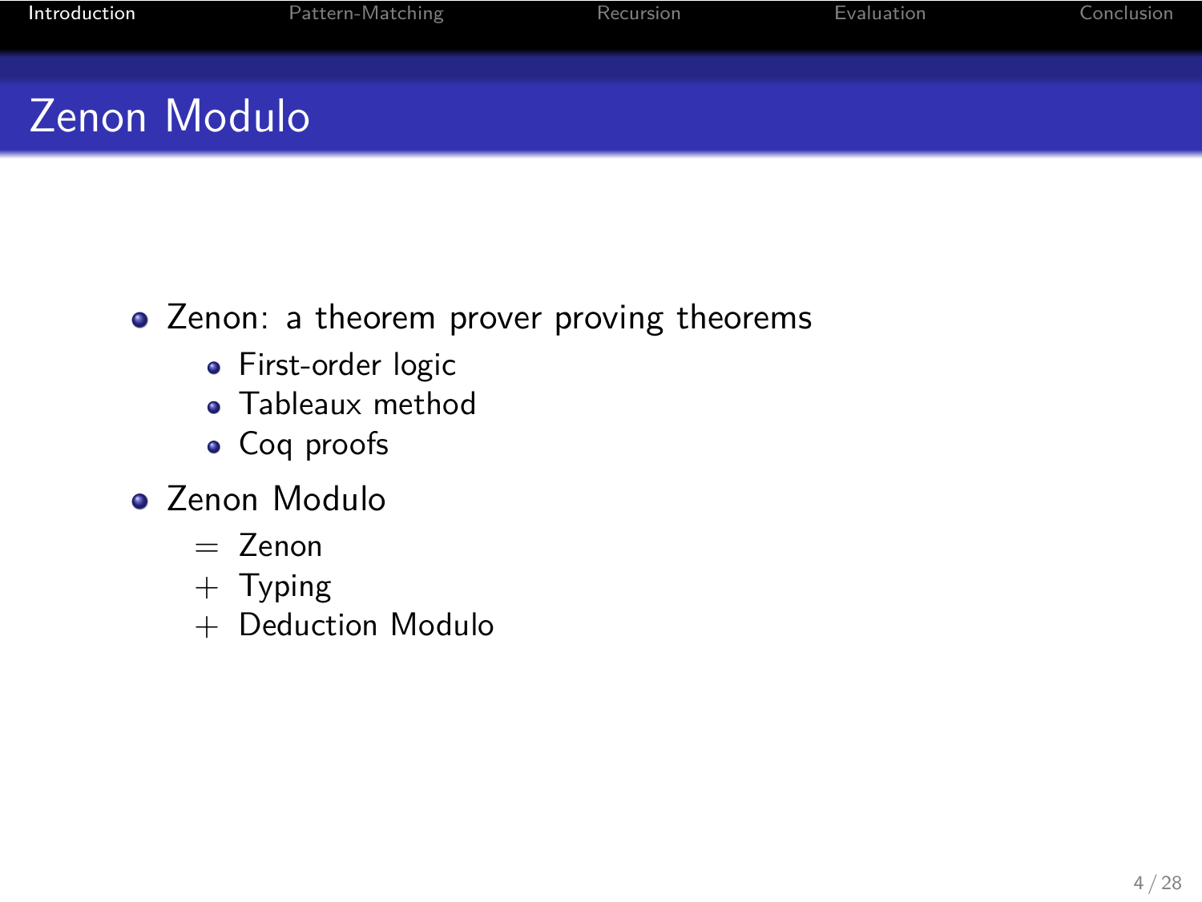## Zenon Modulo

- Zenon: a theorem prover proving theorems
  - First-order logic
  - Tableaux method
  - Coq proofs
- Zenon Modulo
  - $=$ Zenon
  - $+$ Typing
  - $+$ Deduction Modulo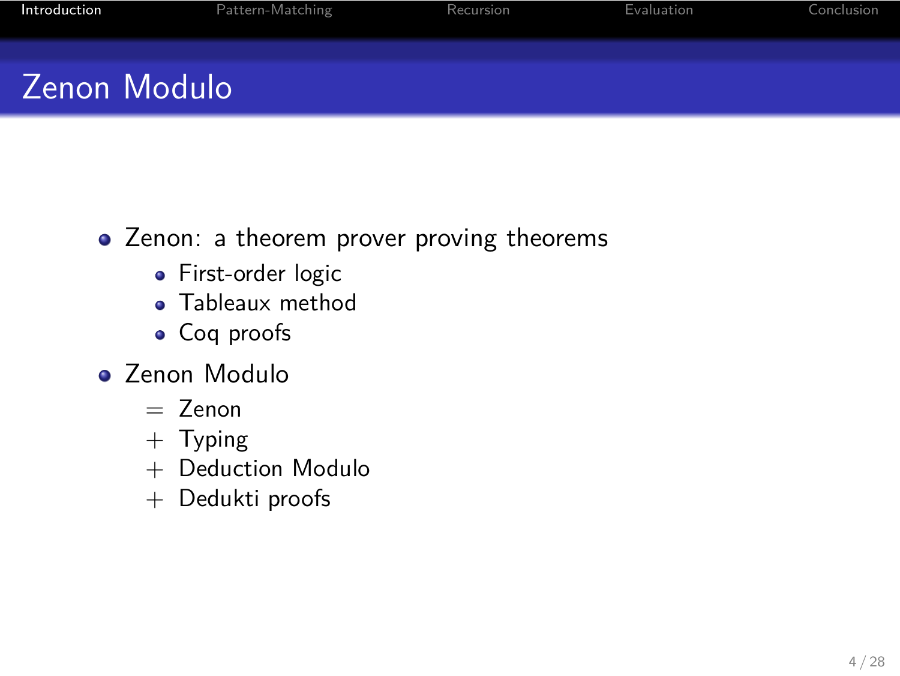## Zenon Modulo

- Zenon: a theorem prover proving theorems
  - First-order logic
  - Tableaux method
  - Coq proofs
- Zenon Modulo
  - $=$ Zenon
  - $+$ Typing
  - $+$ Deduction Modulo
  - $+$ Dedukti proofs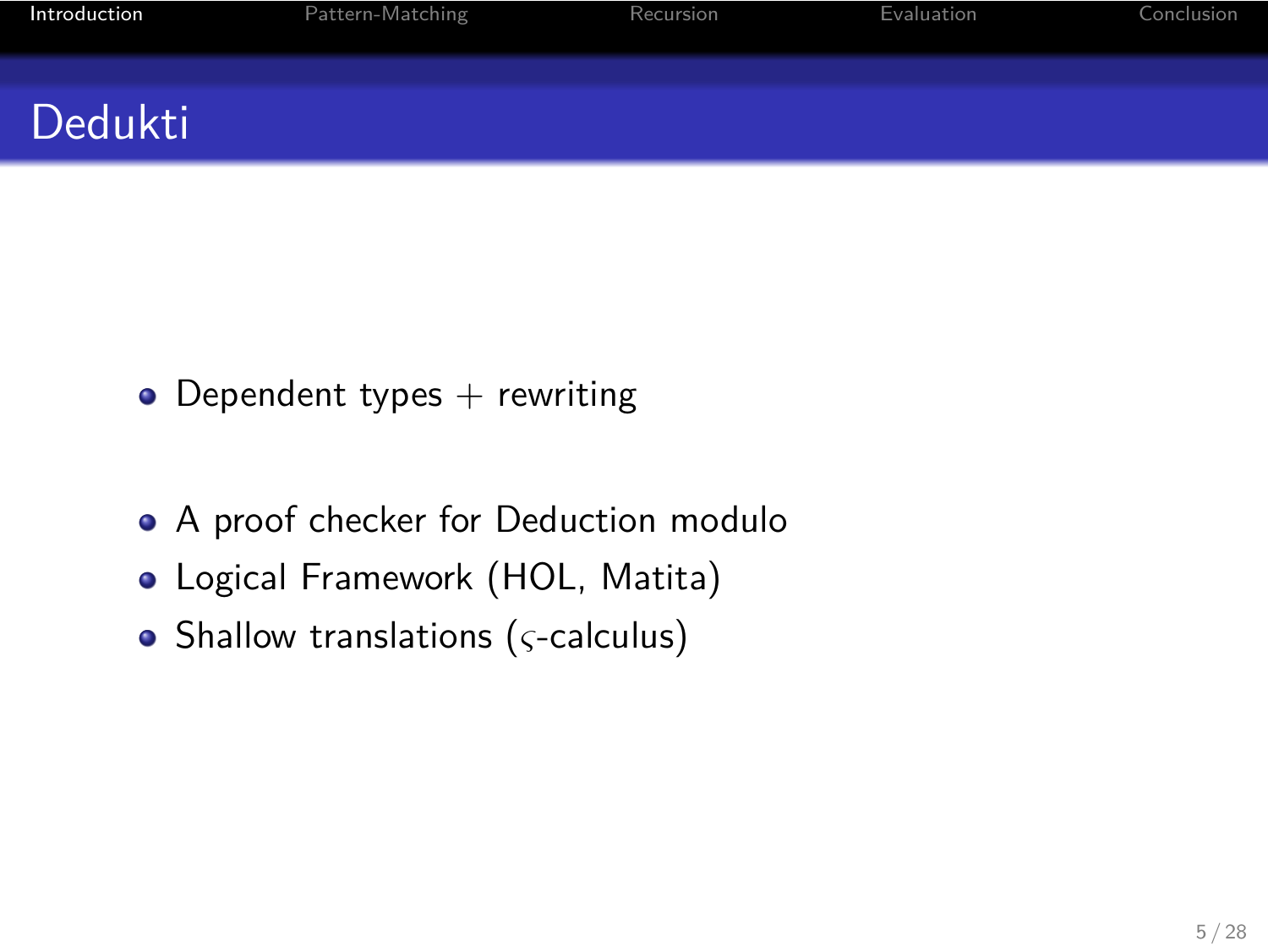# Dedukti

- Dependent types + rewriting

- A proof checker for Deduction modulo
- Logical Framework (HOL, Matita)
- Shallow translations ($\varsigma$-calculus)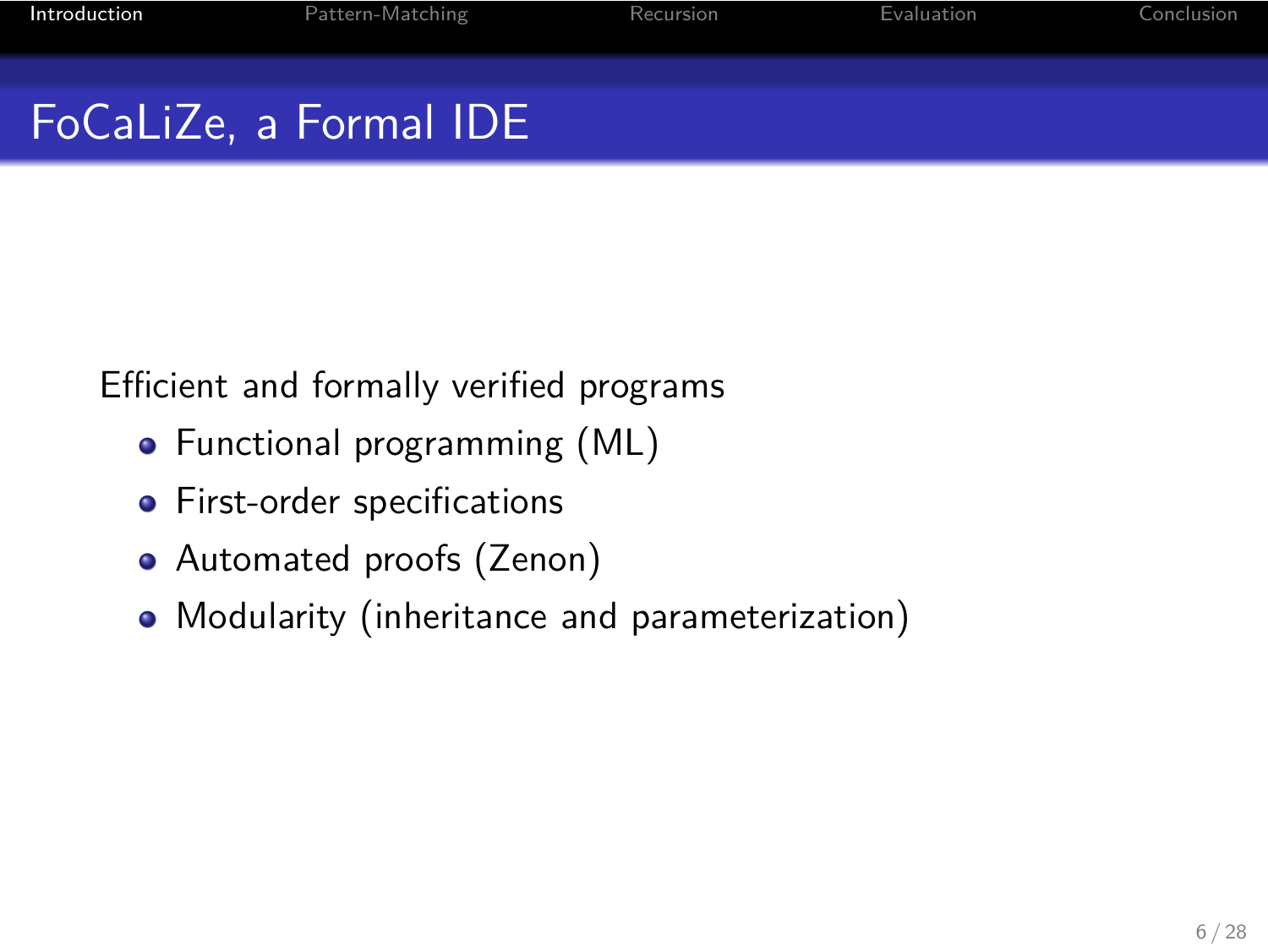# FoCaLiZe, a Formal IDE

Efficient and formally verified programs

- Functional programming (ML)
- First-order specifications
- Automated proofs (Zenon)
- Modularity (inheritance and parameterization)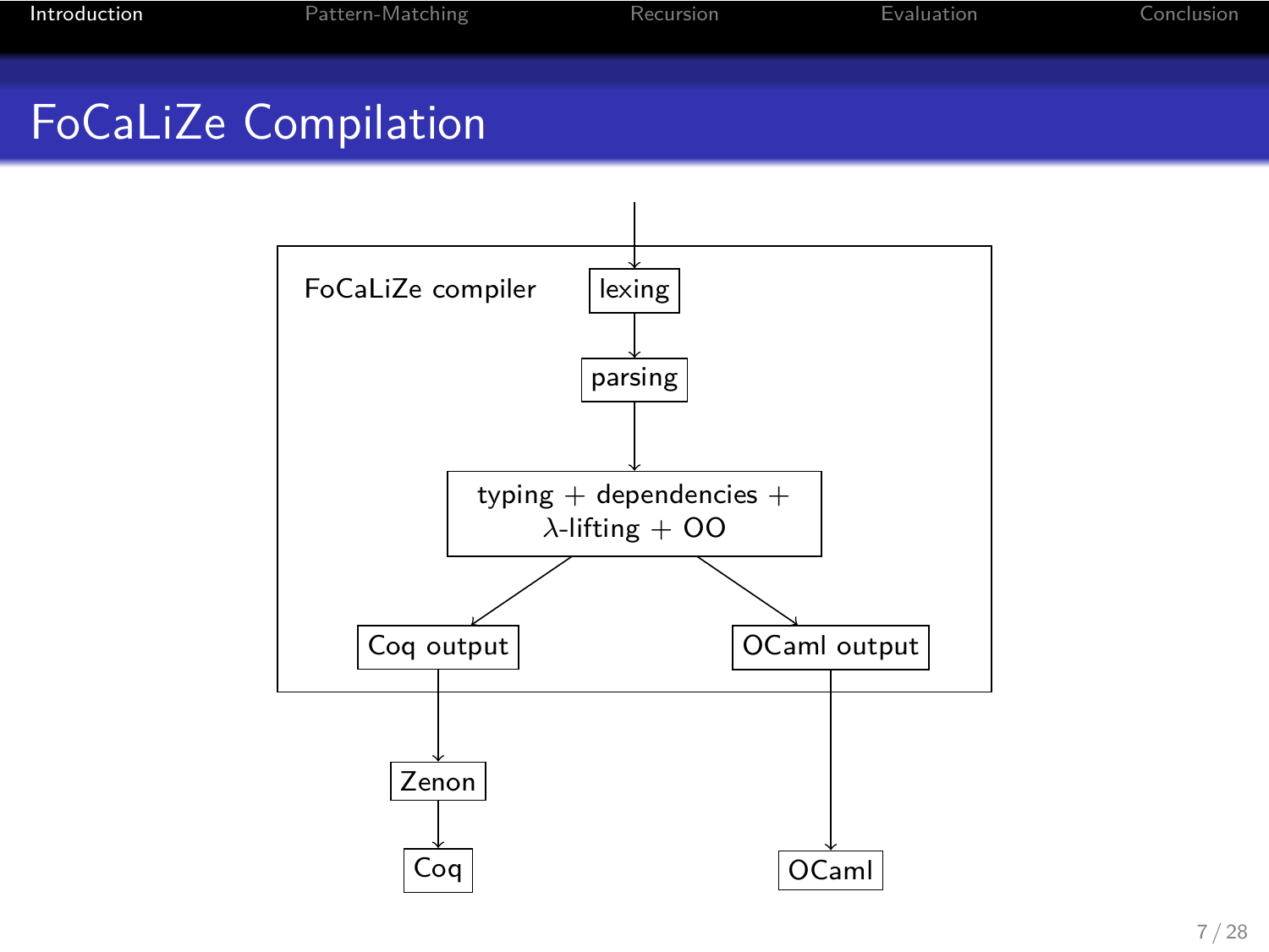# FoCaLiZe Compilation

FoCaLiZe compiler

lexing

parsing

typing + dependencies + $\lambda$-lifting + OO

Coq output

OCaml output

Zenon

Coq

OCaml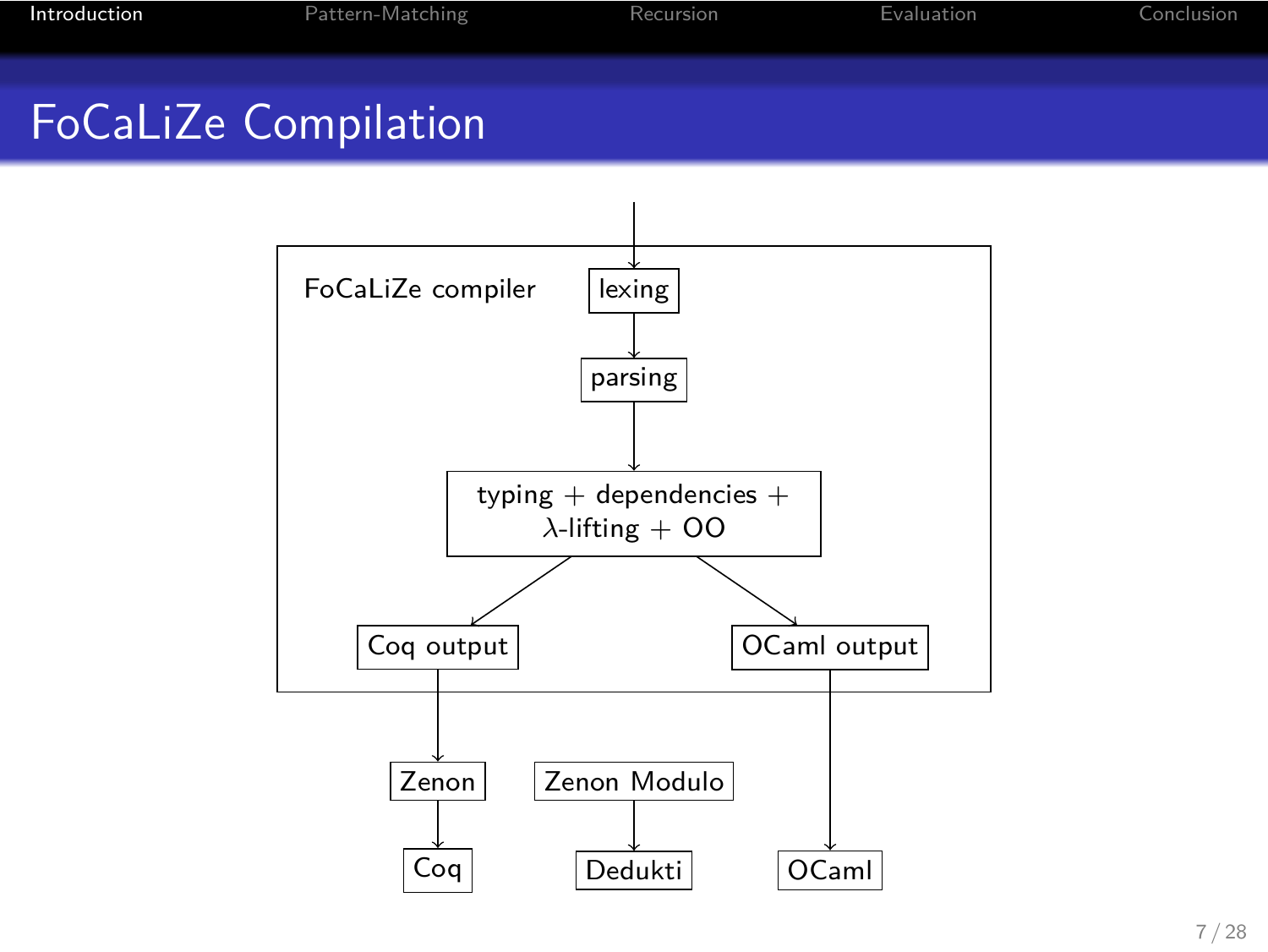# FoCaLiZe Compilation

FoCaLiZe compiler

lexing

parsing

typing + dependencies + $\lambda$-lifting + OO

Coq output

OCaml output

Zenon

Zenon Modulo

Coq

Dedukti

OCaml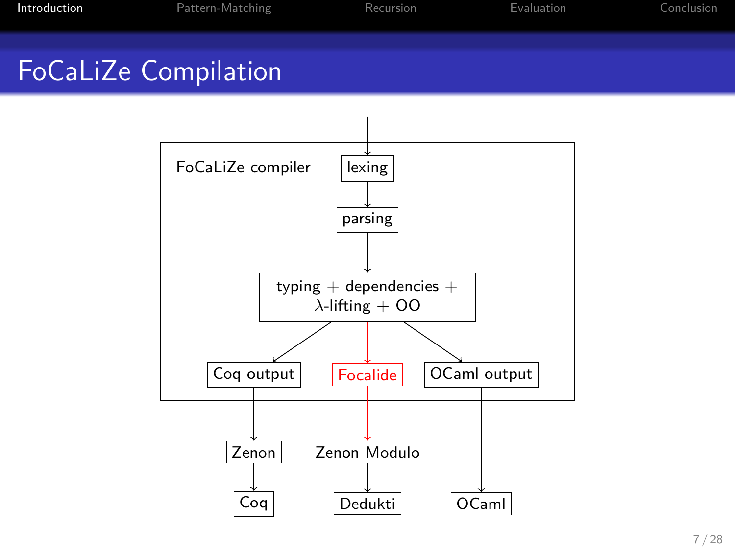# FoCaLiZe Compilation

FoCaLiZe compiler

lexing

parsing

typing + dependencies + $\lambda$-lifting + OO

Coq output

Focalide

OCaml output

Zenon

Zenon Modulo

Coq

Dedukti

OCaml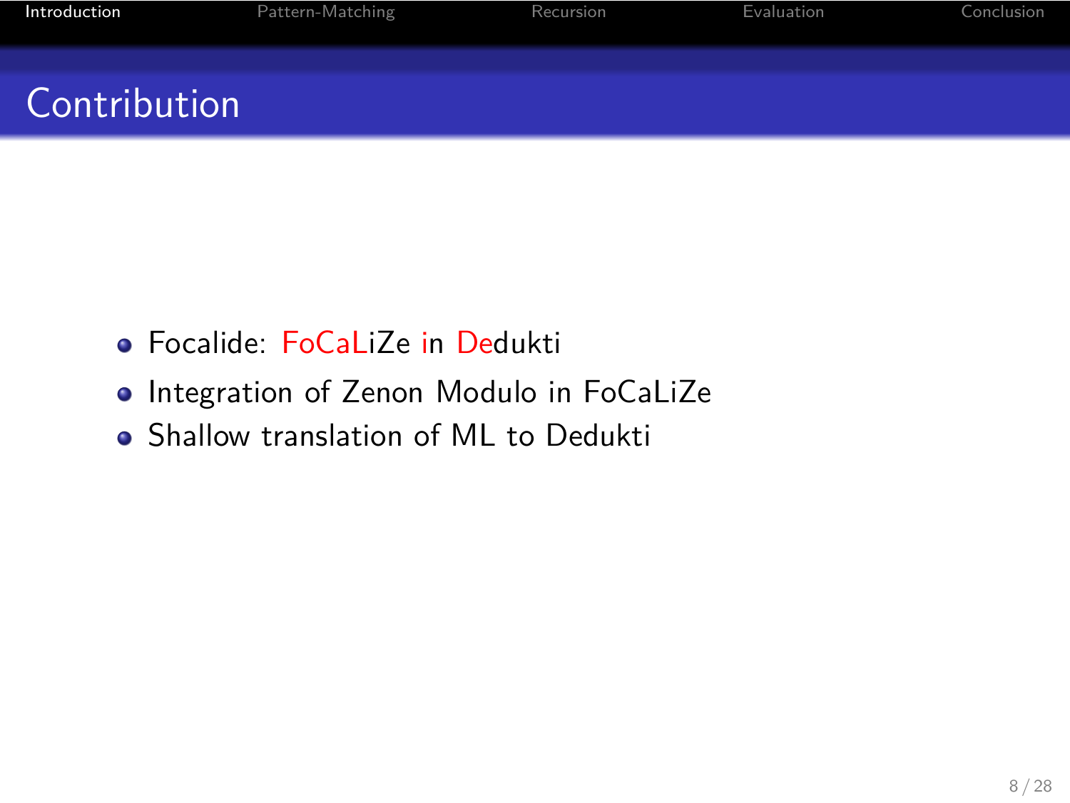# Contribution

- Focalide: FoCaLiZe in Dedukti
- Integration of Zenon Modulo in FoCaLiZe
- Shallow translation of ML to Dedukti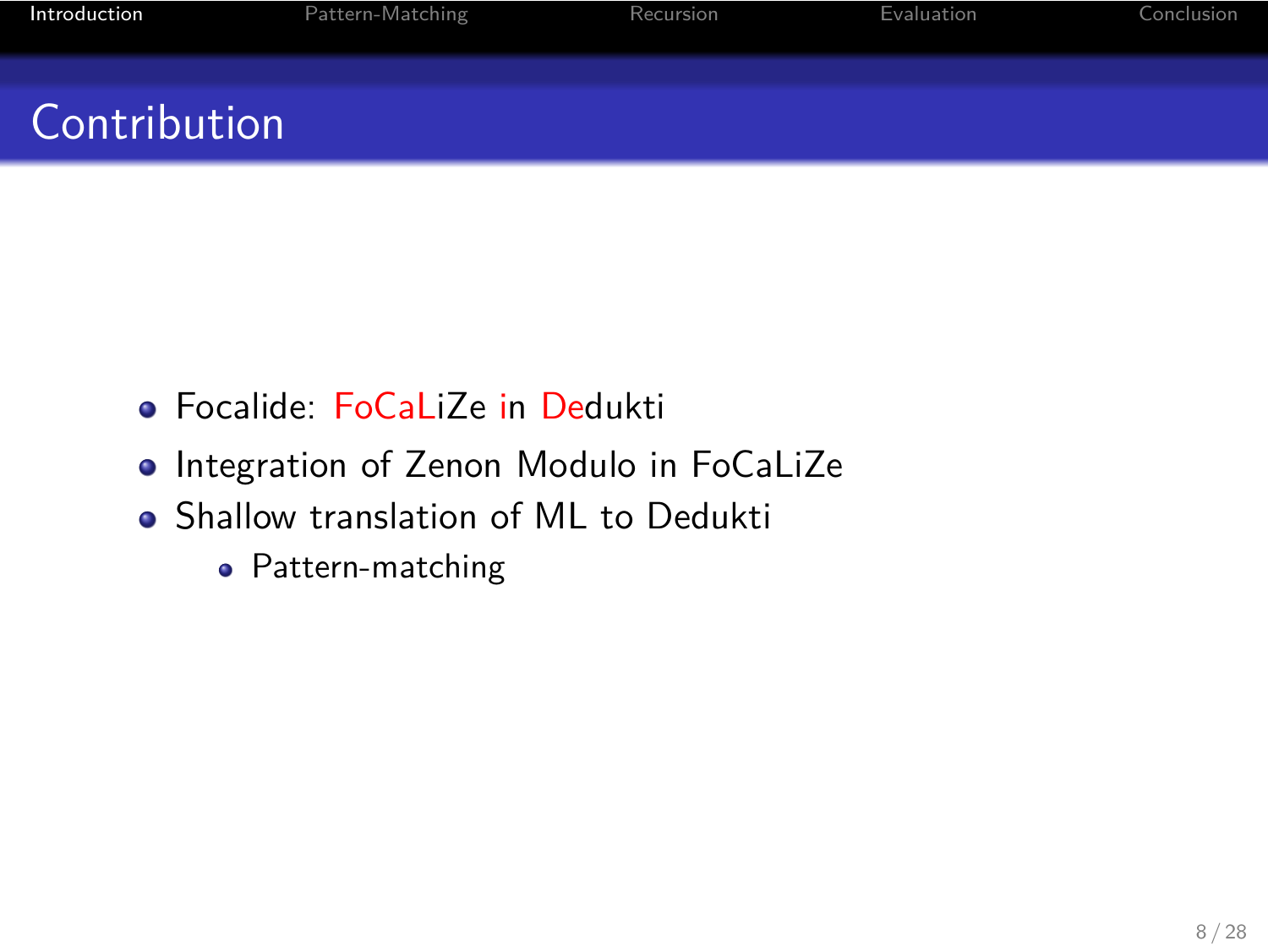## Contribution

- Focalide: FoCaLiZe in Dedukti
- Integration of Zenon Modulo in FoCaLiZe
- Shallow translation of ML to Dedukti
  - Pattern-matching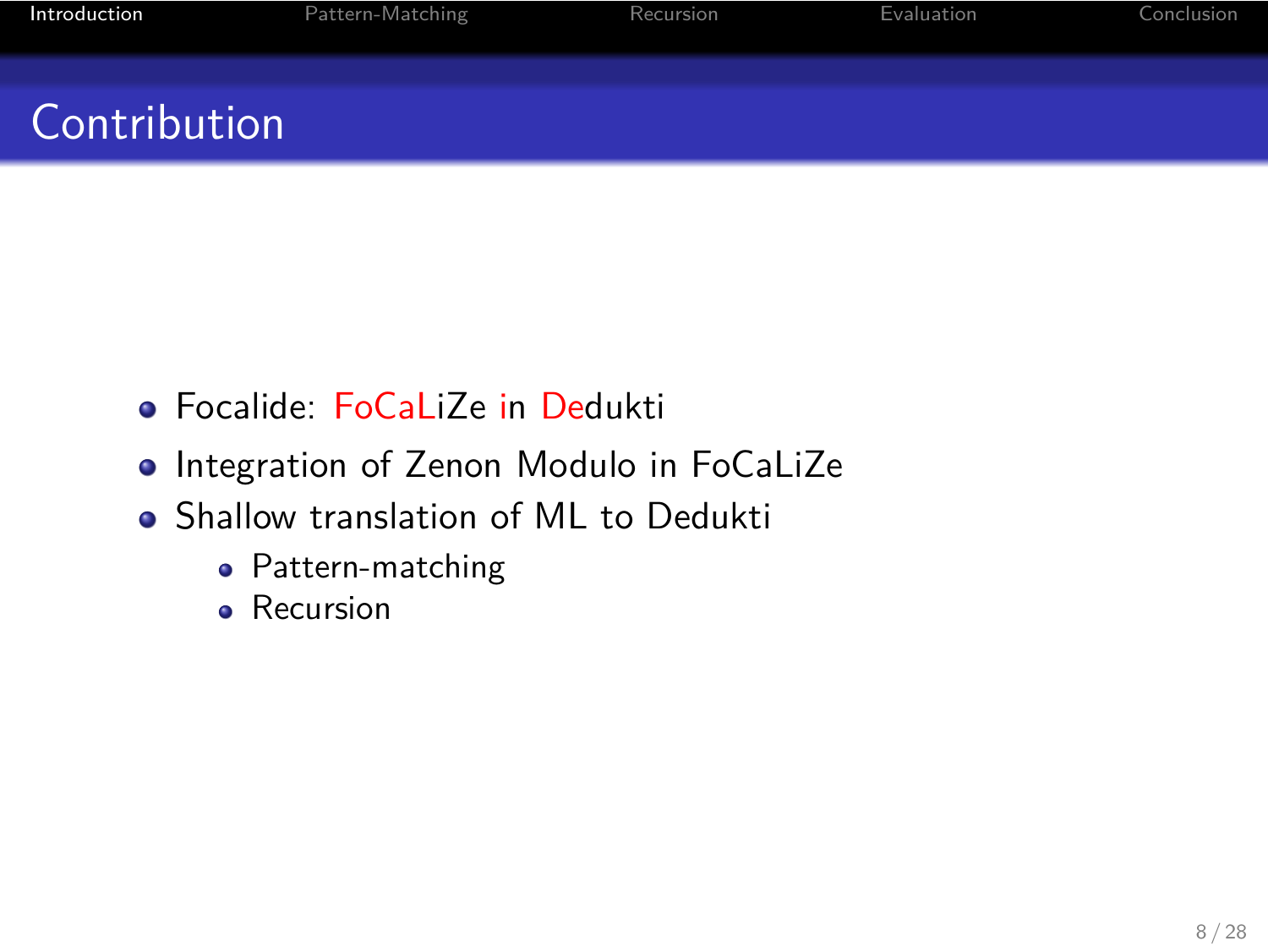## Contribution

- Focalide: FoCaLiZe in Dedukti
- Integration of Zenon Modulo in FoCaLiZe
- Shallow translation of ML to Dedukti
  - Pattern-matching
  - Recursion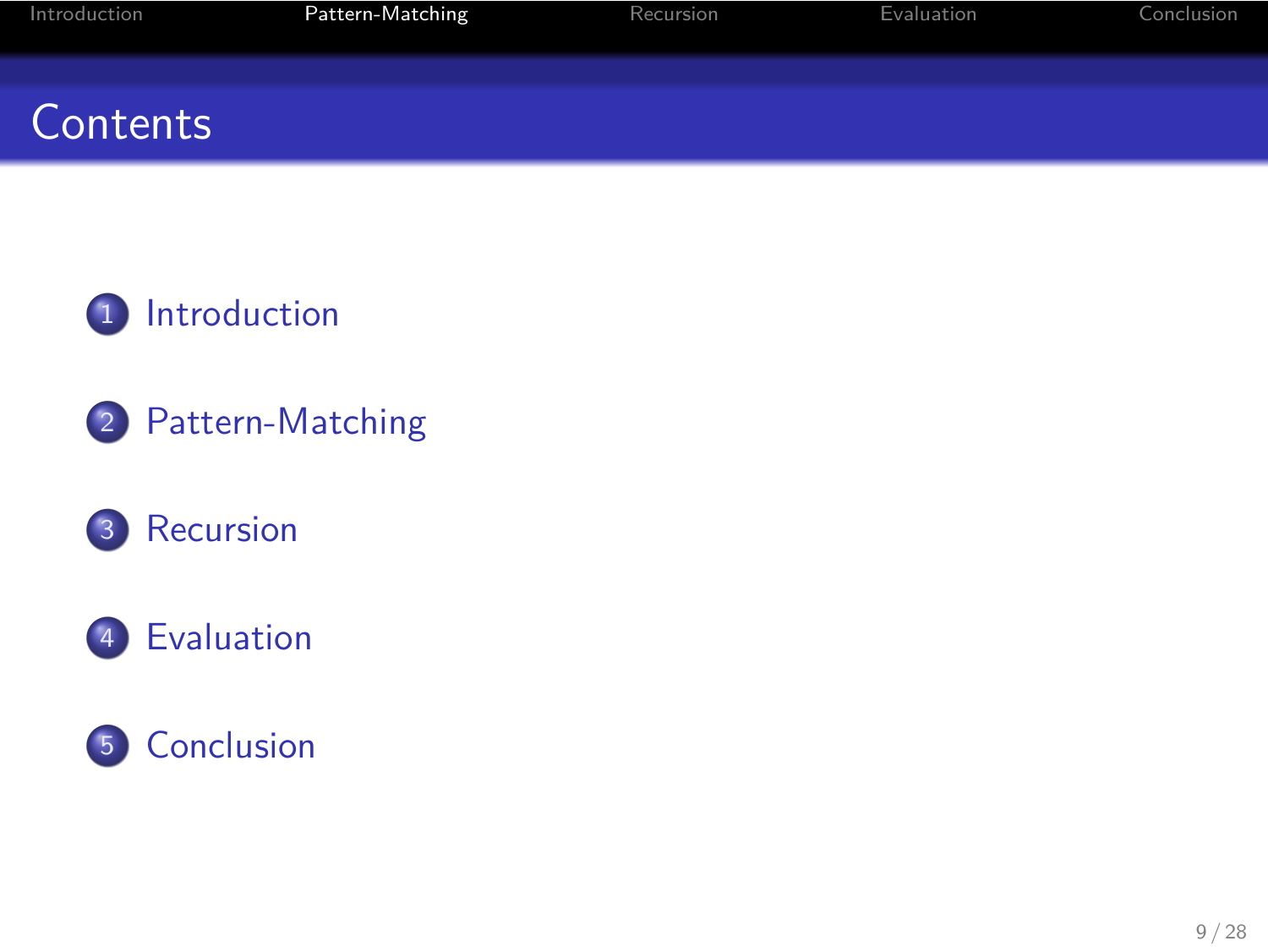# Contents

1. Introduction
2. Pattern-Matching
3. Recursion
4. Evaluation
5. Conclusion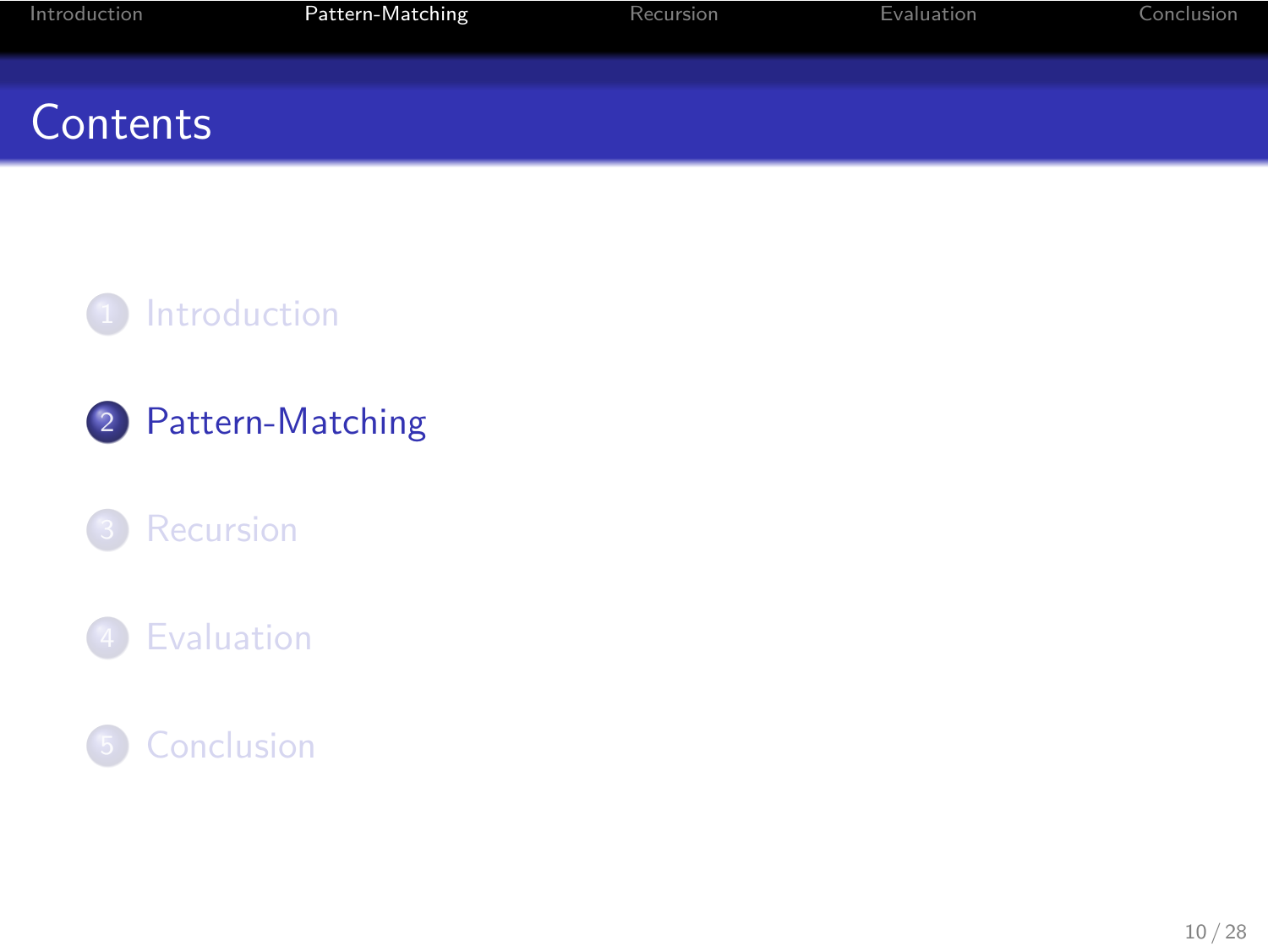# Contents

1. Introduction
2. Pattern-Matching
3. Recursion
4. Evaluation
5. Conclusion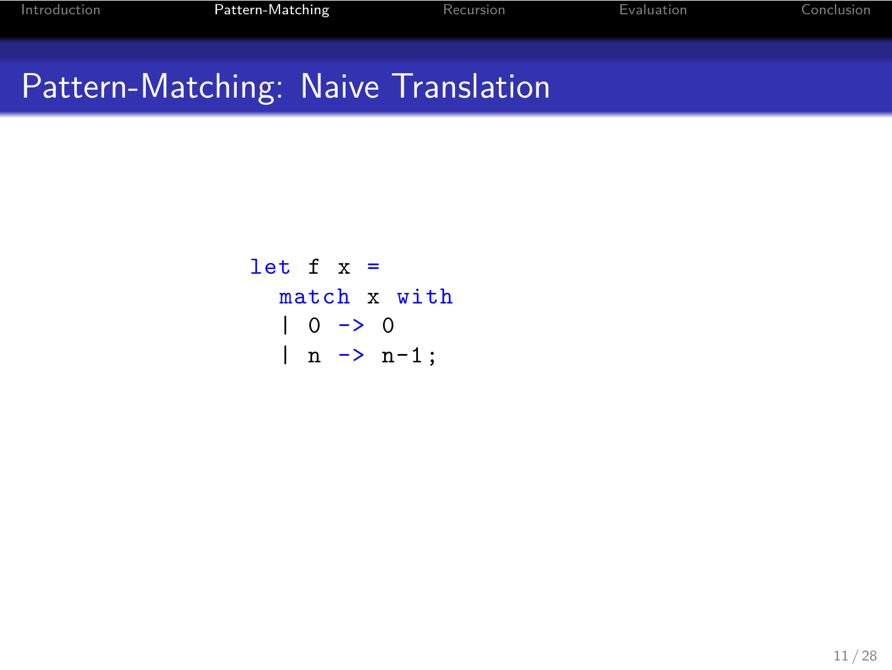## Pattern-Matching: Naive Translation

```
let f x =
  match x with
  | 0 -> 0
  | n -> n-1;
```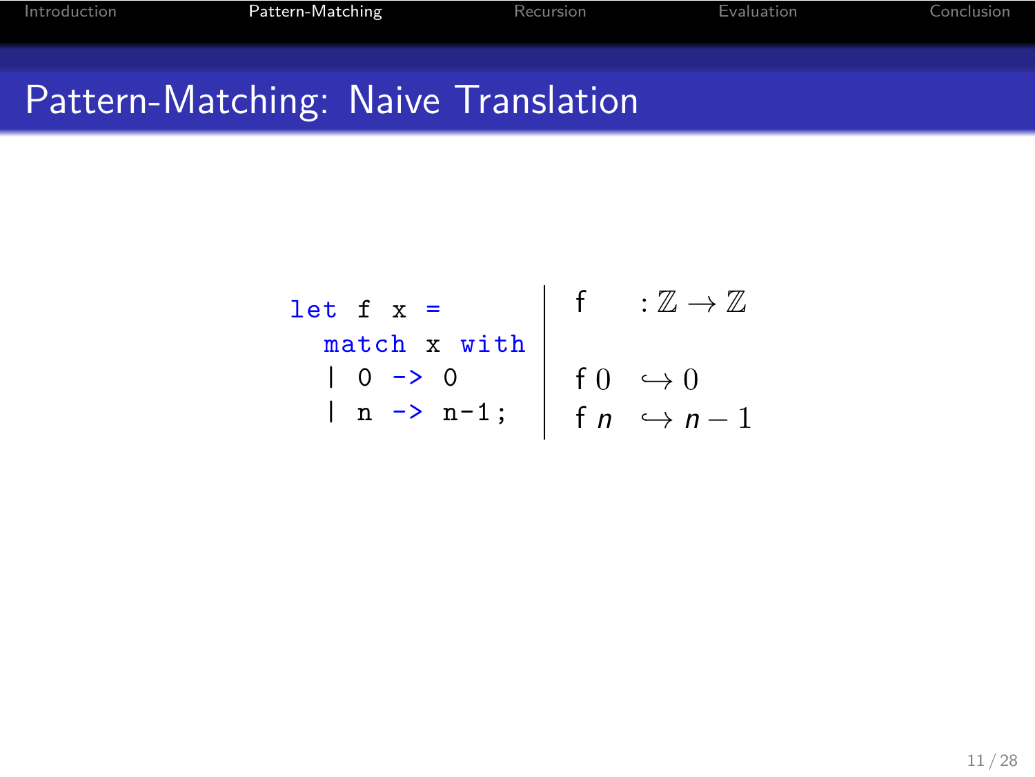# Pattern-Matching: Naive Translation

```
let f x =
  match x with
  | 0 -> 0
  | n -> n-1;
```

$$
\begin{aligned}
&\mathsf{f} && : \mathbb{Z} \to \mathbb{Z} \\
&\mathsf{f}\ 0 && \hookrightarrow 0 \\
&\mathsf{f}\ n && \hookrightarrow n - 1
\end{aligned}
$$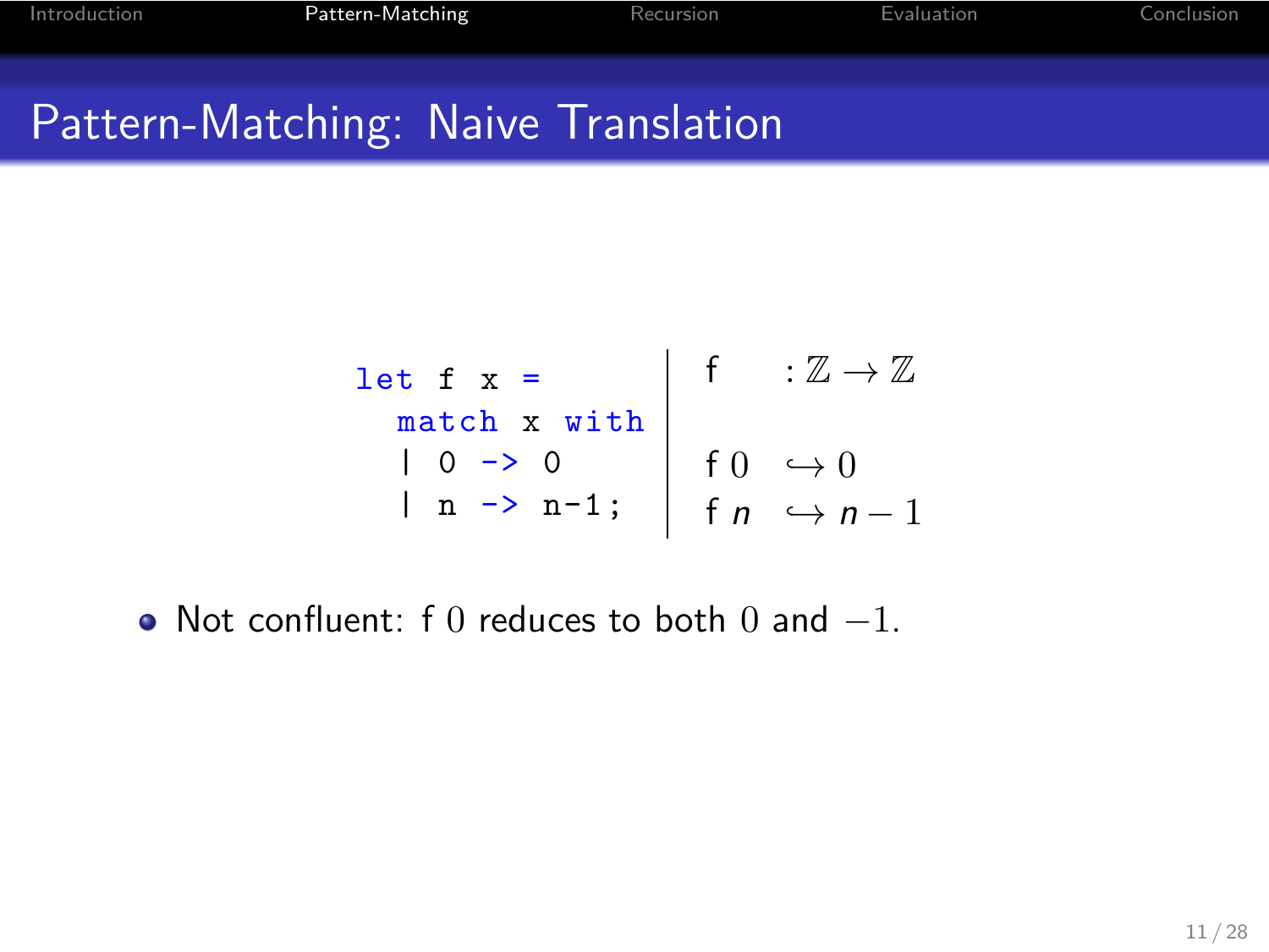# Pattern-Matching: Naive Translation

```
let f x =
  match x with
  | 0 -> 0
  | n -> n-1;
```

$$
\begin{aligned}
&\mathsf{f} && : \mathbb{Z} \to \mathbb{Z} \\
&\mathsf{f}\ 0 && \hookrightarrow 0 \\
&\mathsf{f}\ n && \hookrightarrow n - 1
\end{aligned}
$$

- Not confluent: f $0$ reduces to both $0$ and $-1$.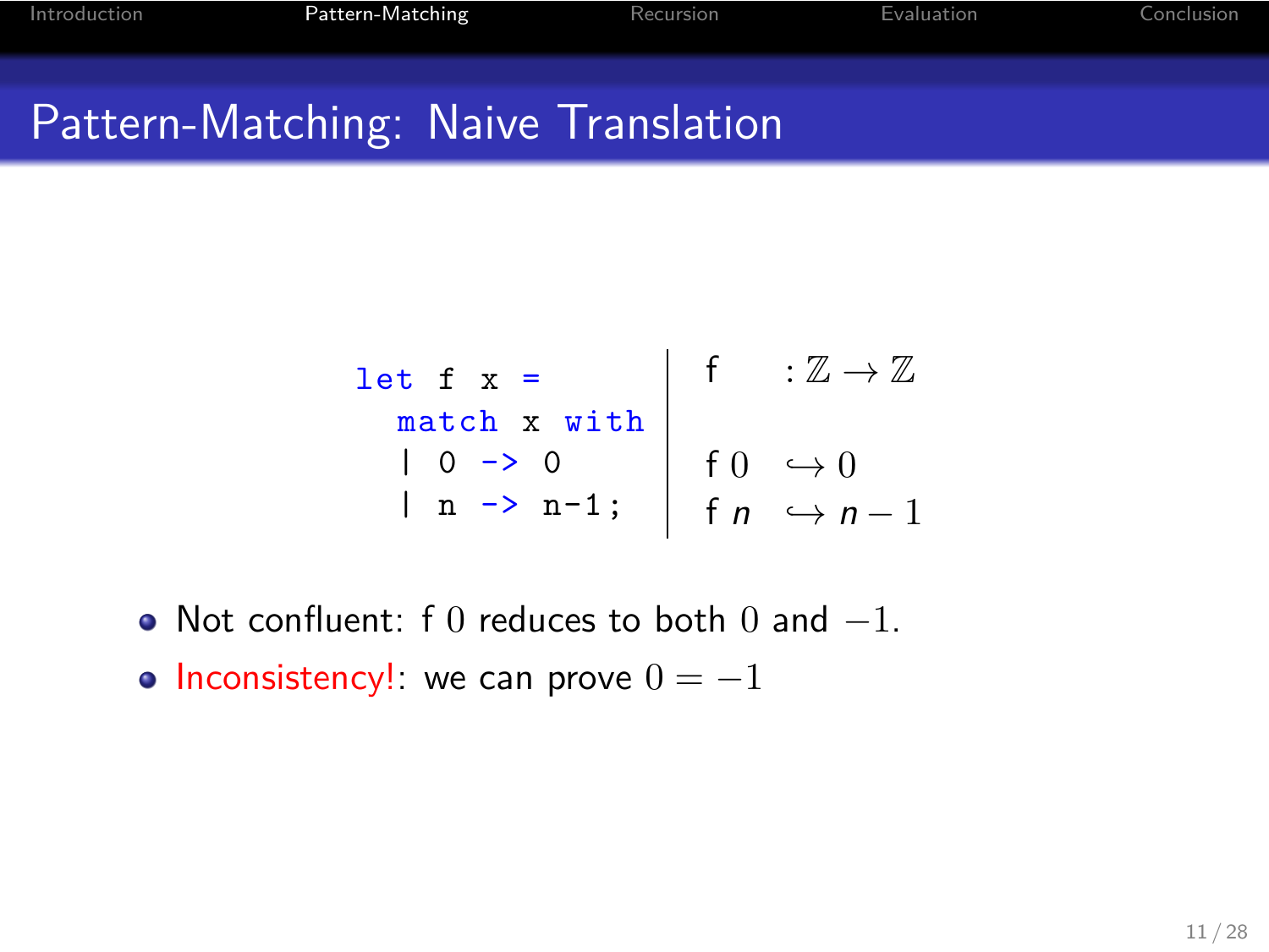# Pattern-Matching: Naive Translation

```
let f x =
  match x with
  | 0 -> 0
  | n -> n-1;
```

$$\mathsf{f} \quad : \mathbb{Z} \to \mathbb{Z}$$

$$\mathsf{f}\ 0 \quad \hookrightarrow 0$$

$$\mathsf{f}\ n \quad \hookrightarrow n - 1$$

- Not confluent: f $0$ reduces to both $0$ and $-1$.
- Inconsistency!: we can prove $0 = -1$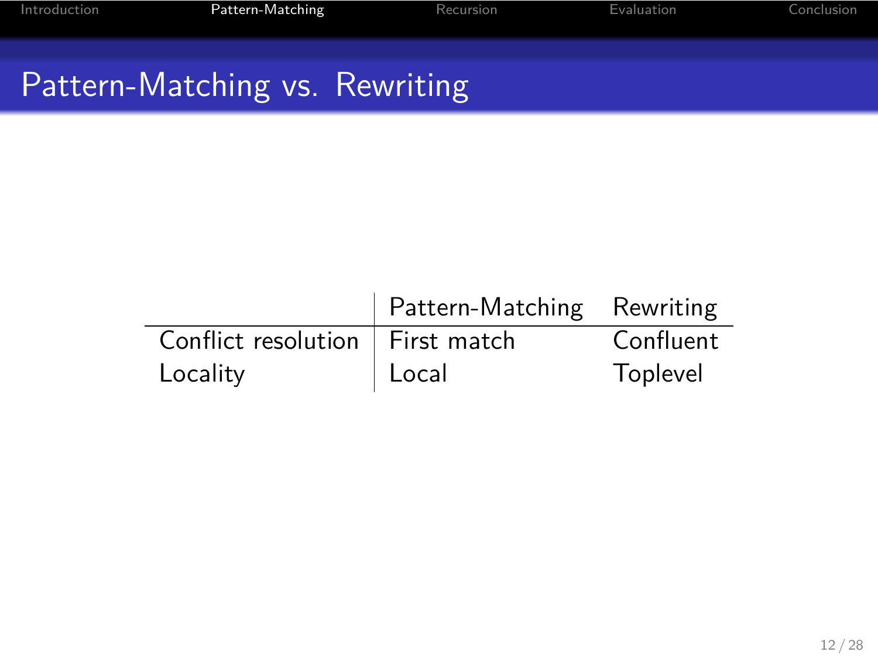# Pattern-Matching vs. Rewriting

| | Pattern-Matching | Rewriting |
|---|---|---|
| Conflict resolution | First match | Confluent |
| Locality | Local | Toplevel |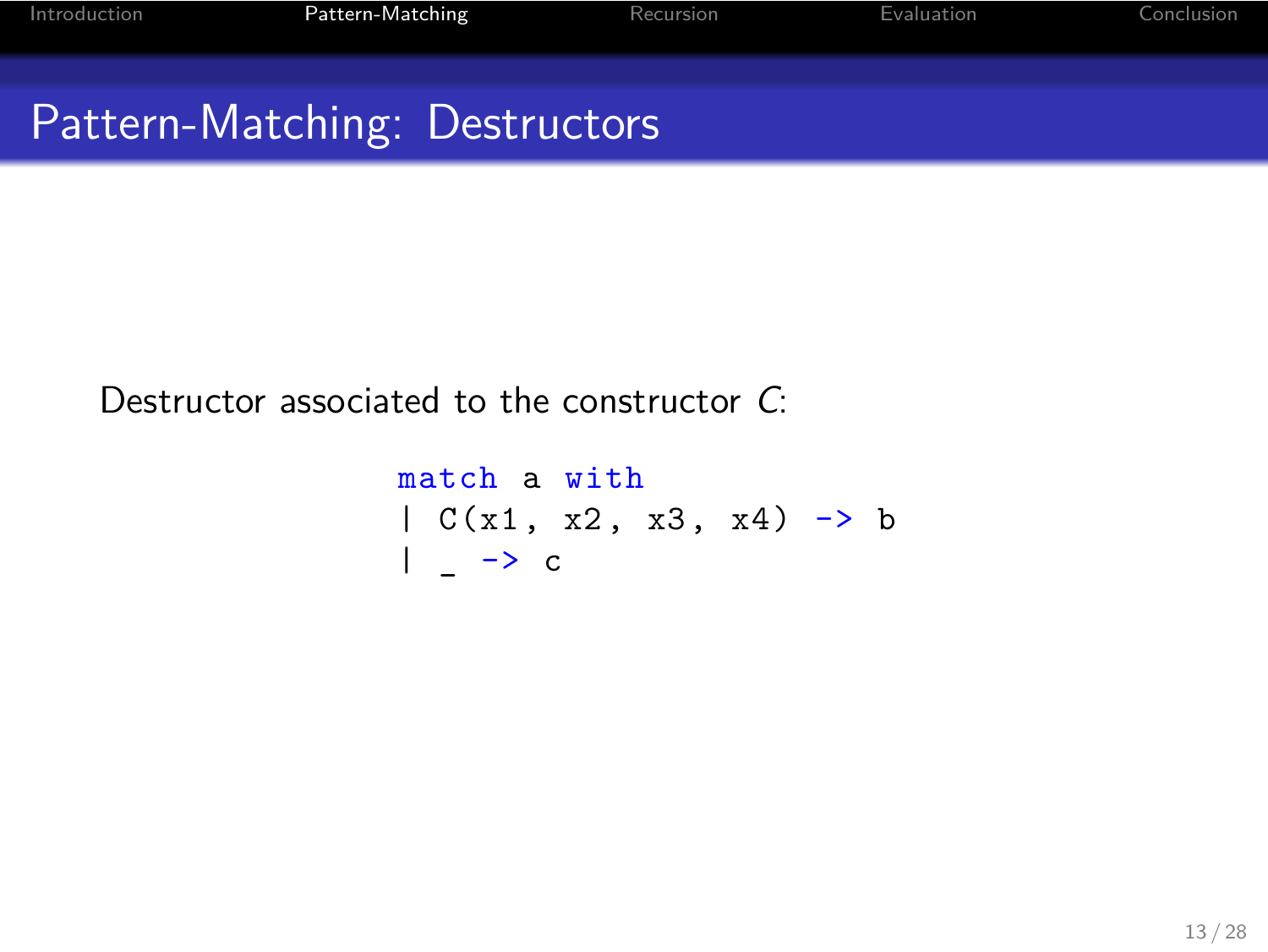## Pattern-Matching: Destructors

Destructor associated to the constructor $C$:

```
match a with
| C(x1, x2, x3, x4) -> b
| _ -> c
```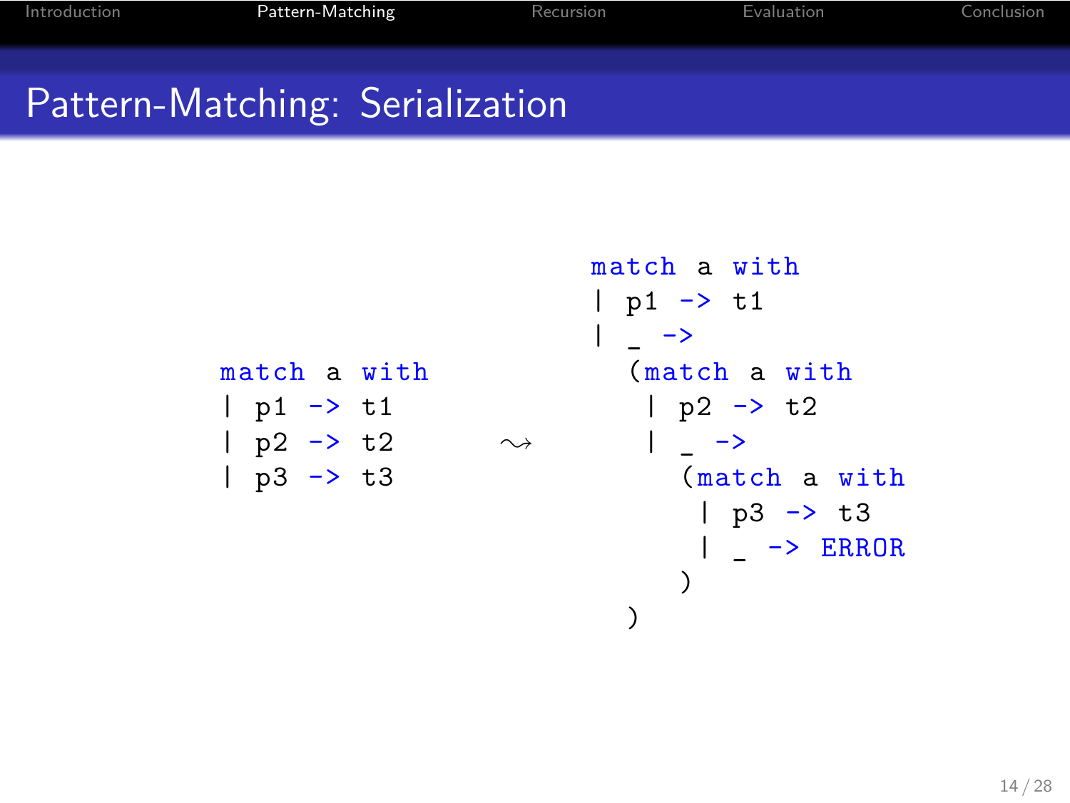# Pattern-Matching: Serialization

```
match a with
| p1 -> t1
| p2 -> t2
| p3 -> t3
```

$\rightsquigarrow$

```
match a with
| p1 -> t1
| _ ->
  (match a with
   | p2 -> t2
   | _ ->
     (match a with
      | p3 -> t3
      | _ -> ERROR
     )
  )
```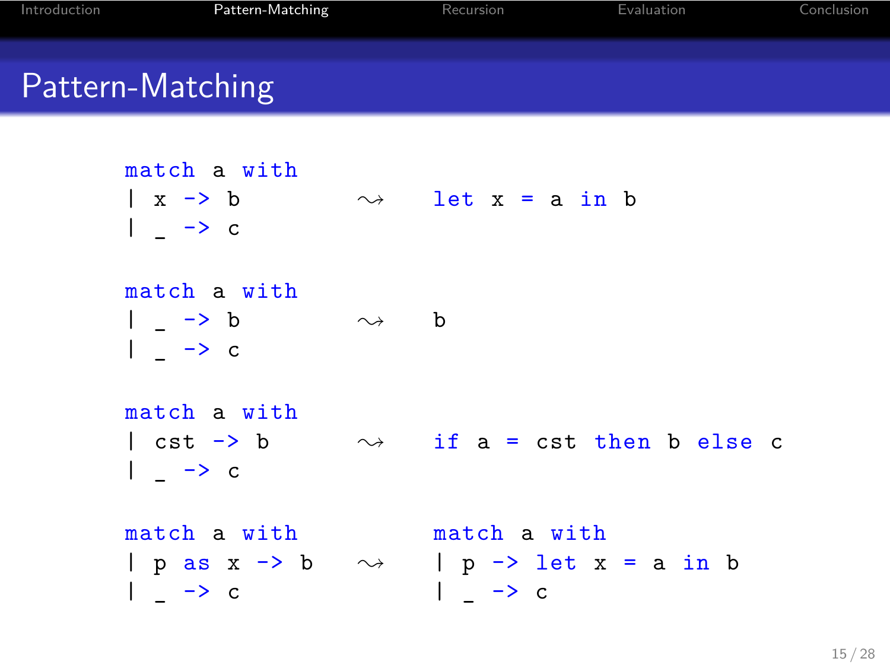# Pattern-Matching

```
match a with
| x -> b          ⇝    let x = a in b
| _ -> c
```

```
match a with
| _ -> b          ⇝    b
| _ -> c
```

```
match a with
| cst -> b        ⇝    if a = cst then b else c
| _ -> c
```

```
match a with                match a with
| p as x -> b     ⇝         | p -> let x = a in b
| _ -> c                    | _ -> c
```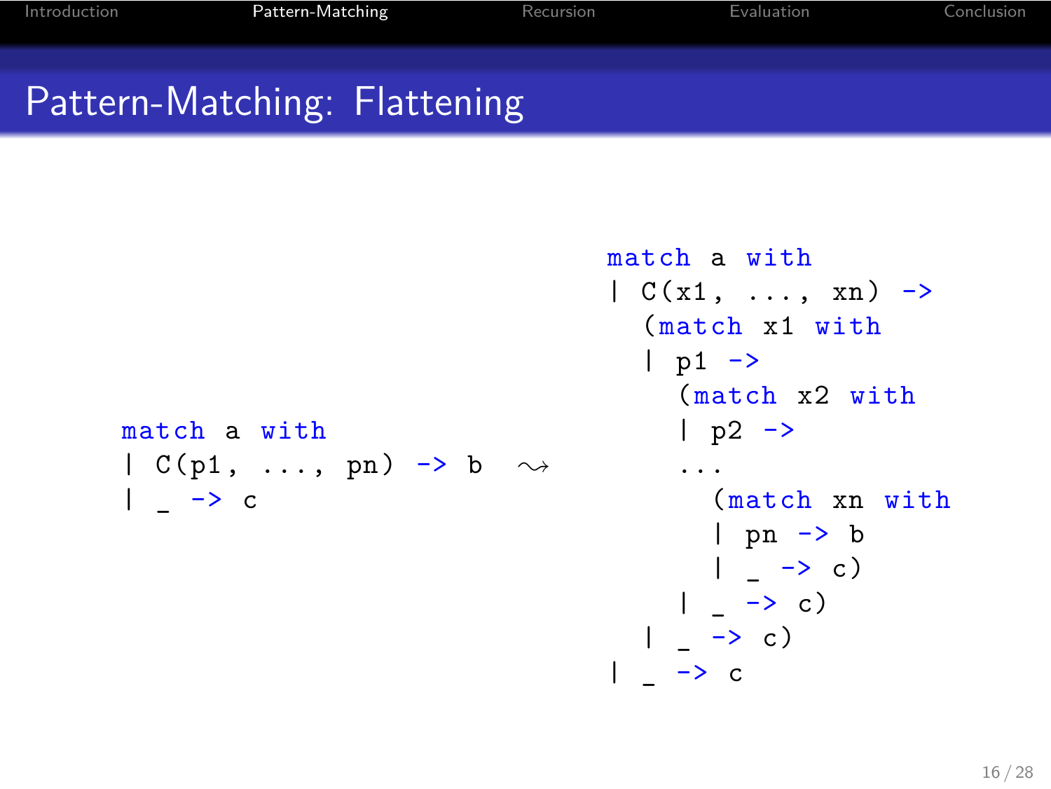## Pattern-Matching: Flattening

```
match a with
| C(p1, ..., pn) -> b
| _ -> c
```

$\rightsquigarrow$

```
match a with
| C(x1, ..., xn) ->
  (match x1 with
  | p1 ->
    (match x2 with
    | p2 ->
    ...
      (match xn with
      | pn -> b
      | _ -> c)
    | _ -> c)
  | _ -> c)
| _ -> c
```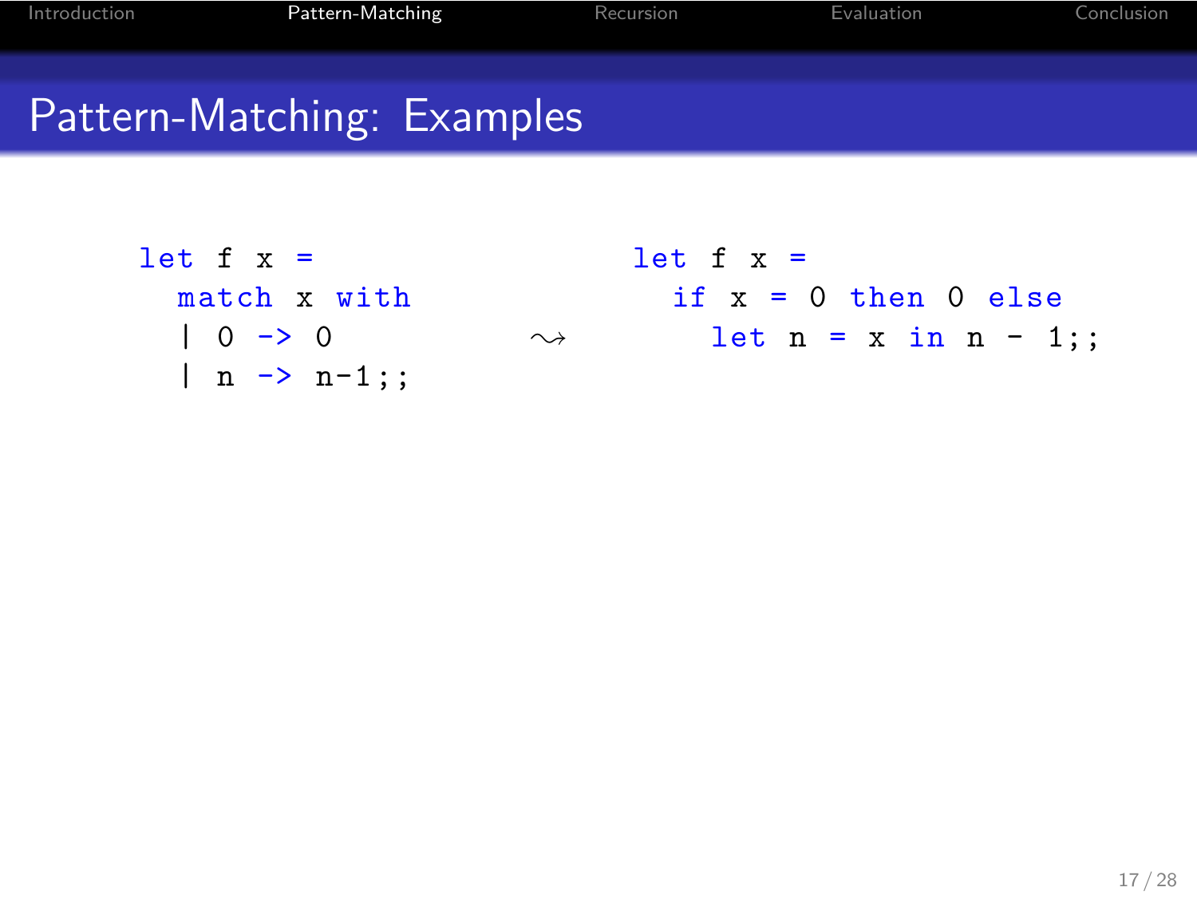# Pattern-Matching: Examples

```
let f x =
  match x with
  | 0 -> 0
  | n -> n-1;;
```

$\rightsquigarrow$

```
let f x =
  if x = 0 then 0 else
    let n = x in n - 1;;
```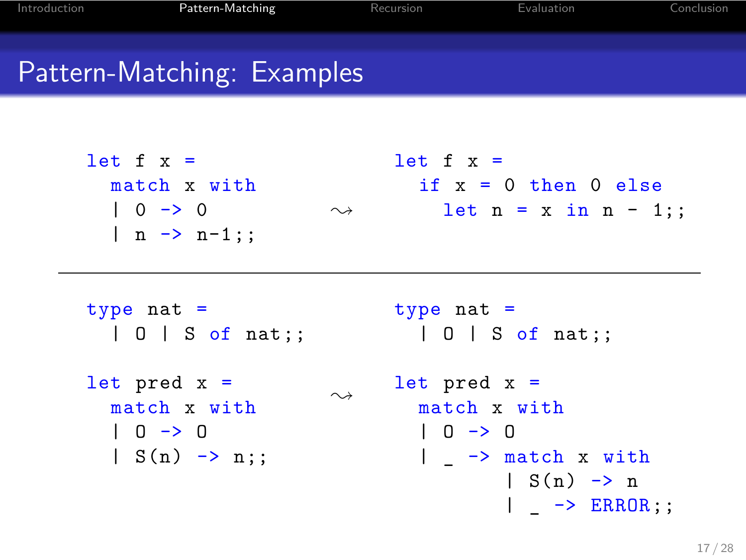# Pattern-Matching: Examples

```ocaml
let f x =
  match x with
  | 0 -> 0
  | n -> n-1;;
```

⇝

```ocaml
let f x =
  if x = 0 then 0 else
    let n = x in n - 1;;
```

---

```ocaml
type nat =
  | O | S of nat;;

let pred x =
  match x with
  | O -> O
  | S(n) -> n;;
```

⇝

```ocaml
type nat =
  | O | S of nat;;

let pred x =
  match x with
  | O -> O
  | _ -> match x with
         | S(n) -> n
         | _ -> ERROR;;
```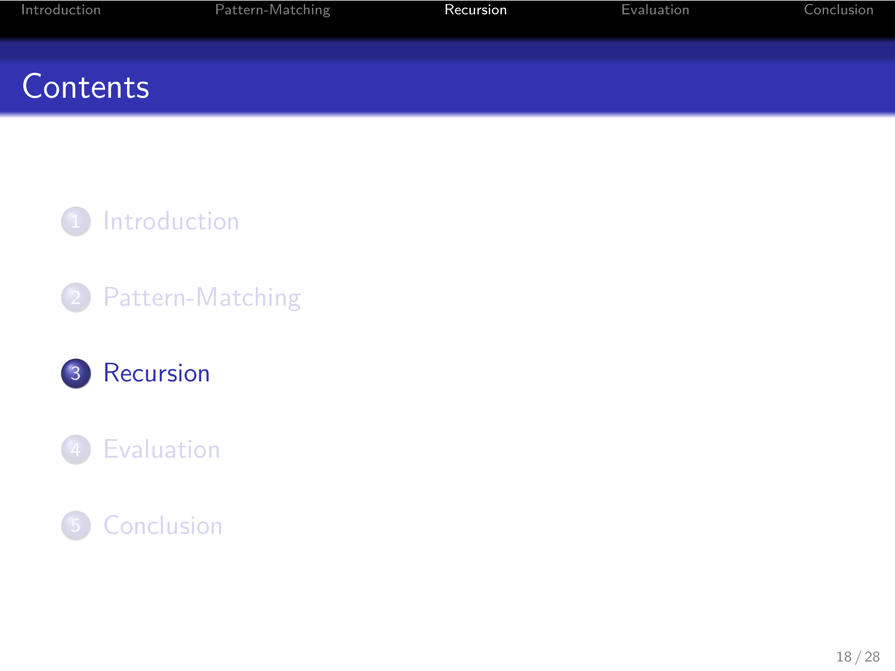# Contents

1. Introduction
2. Pattern-Matching
3. **Recursion**
4. Evaluation
5. Conclusion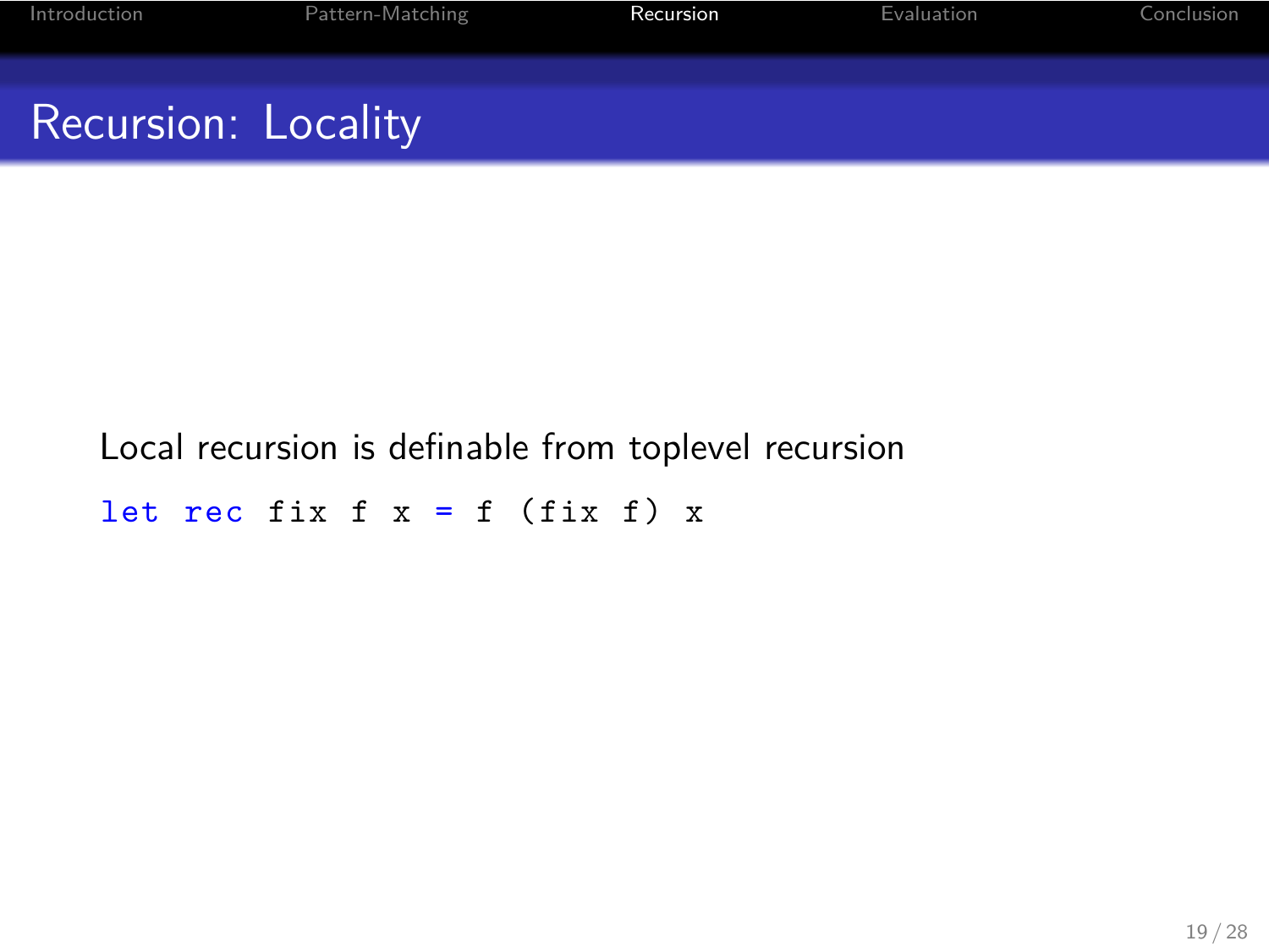# Recursion: Locality

Local recursion is definable from toplevel recursion

```
let rec fix f x = f (fix f) x
```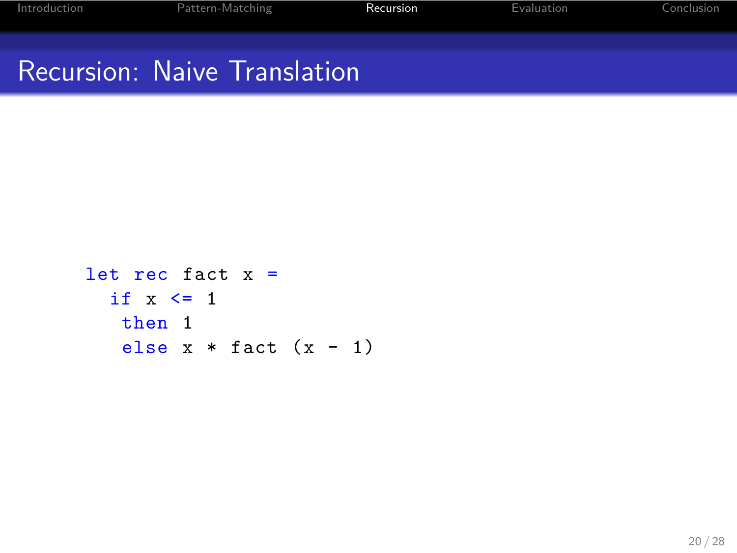# Recursion: Naive Translation

```
let rec fact x =
  if x <= 1
   then 1
   else x * fact (x - 1)
```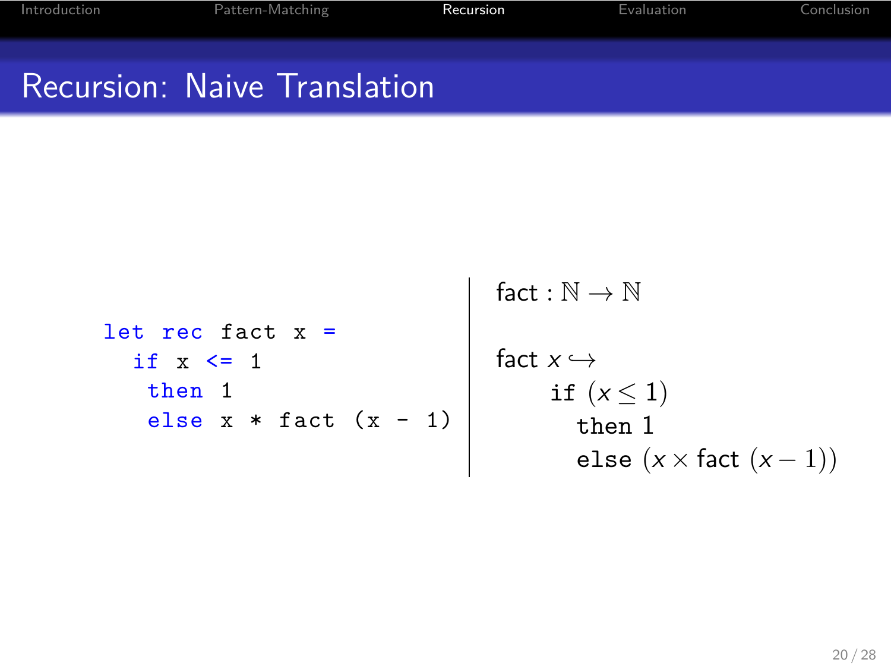# Recursion: Naive Translation

```
let rec fact x =
  if x <= 1
   then 1
   else x * fact (x - 1)
```

$\text{fact} : \mathbb{N} \rightarrow \mathbb{N}$

$$
\begin{aligned}
&\text{fact}\ x \hookrightarrow \\
&\qquad \texttt{if}\ (x \leq 1) \\
&\qquad\quad \texttt{then}\ 1 \\
&\qquad\quad \texttt{else}\ (x \times \text{fact}\ (x - 1))
\end{aligned}
$$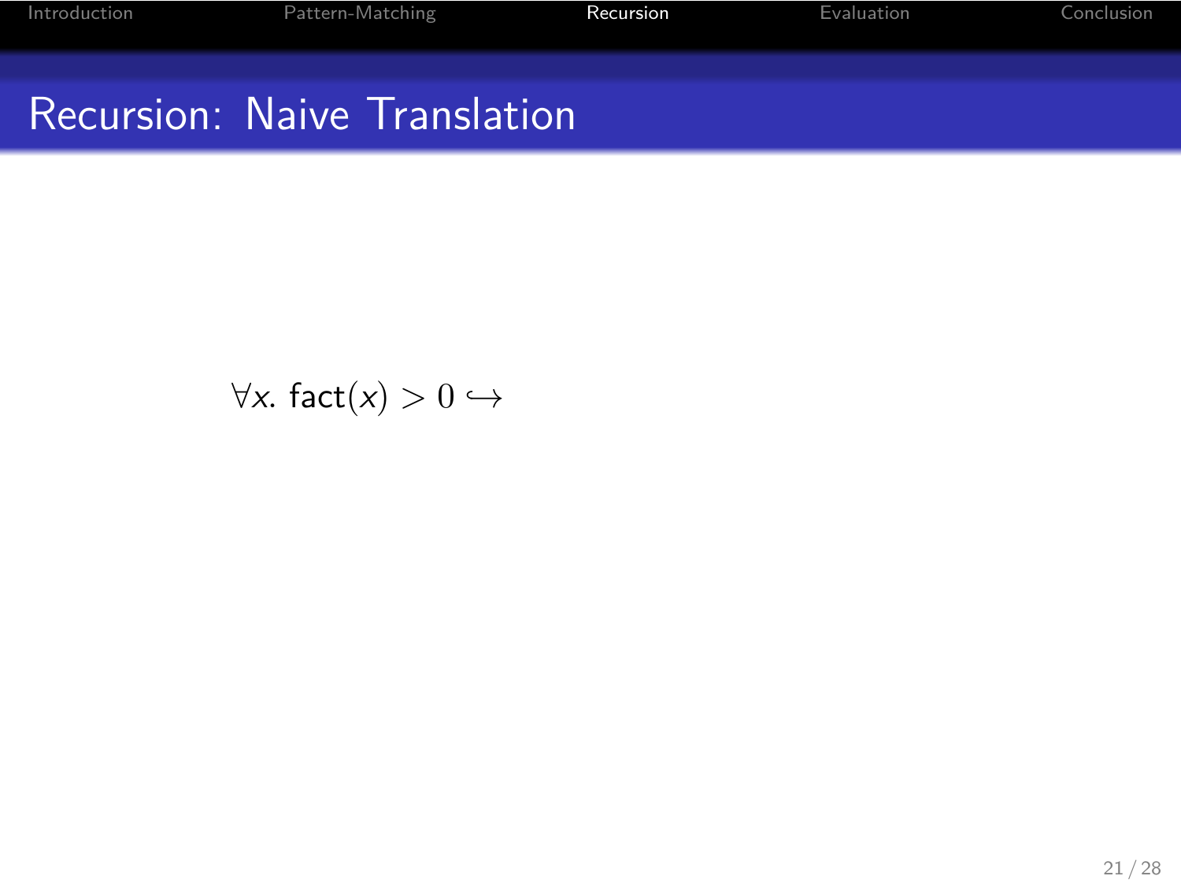# Recursion: Naive Translation

$$\forall x.\ \mathsf{fact}(x) > 0 \hookrightarrow$$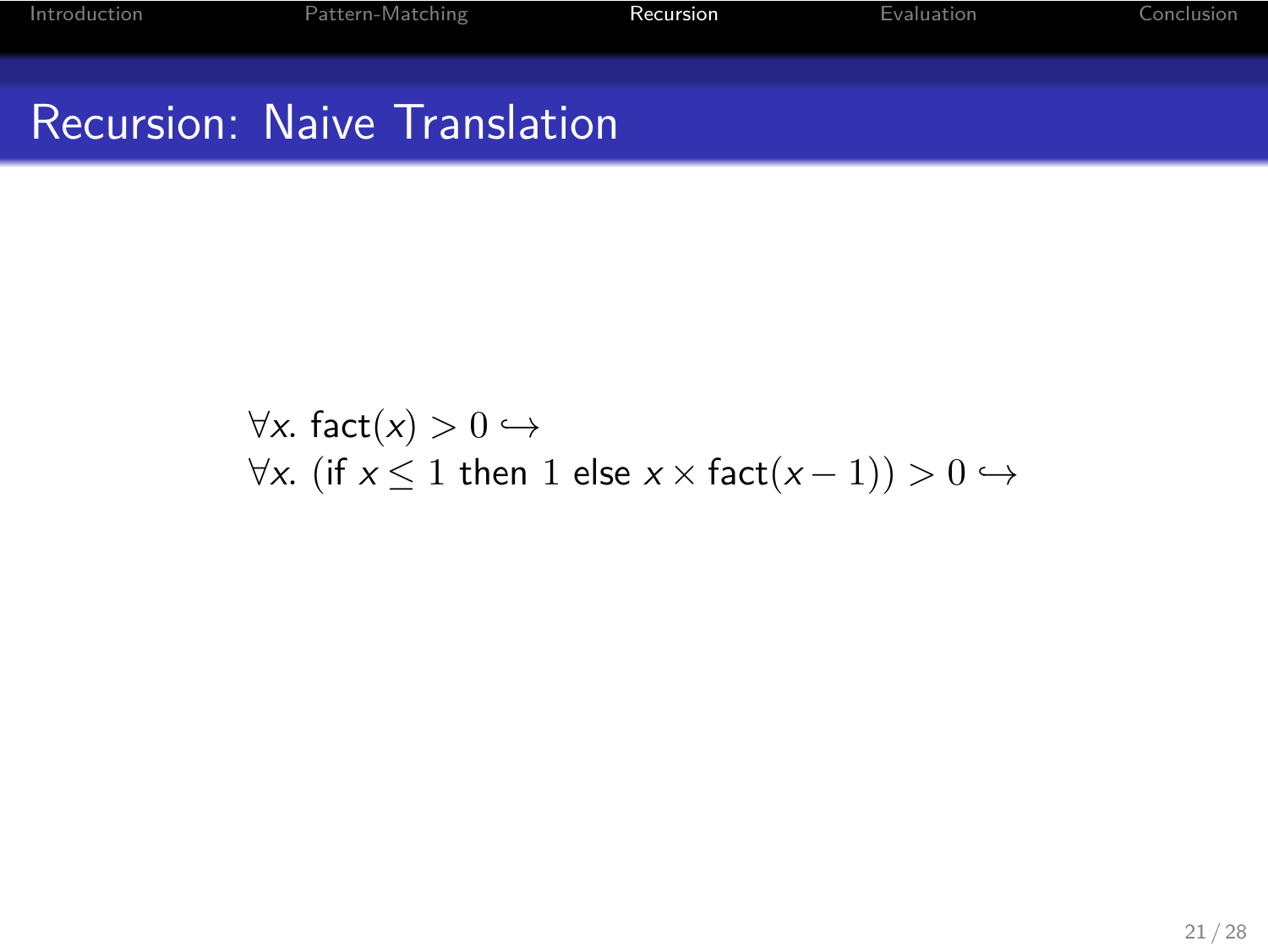# Recursion: Naive Translation

$$\forall x.\ \mathsf{fact}(x) > 0 \hookrightarrow$$
$$\forall x.\ (\mathsf{if}\ x \leq 1\ \mathsf{then}\ 1\ \mathsf{else}\ x \times \mathsf{fact}(x-1)) > 0 \hookrightarrow$$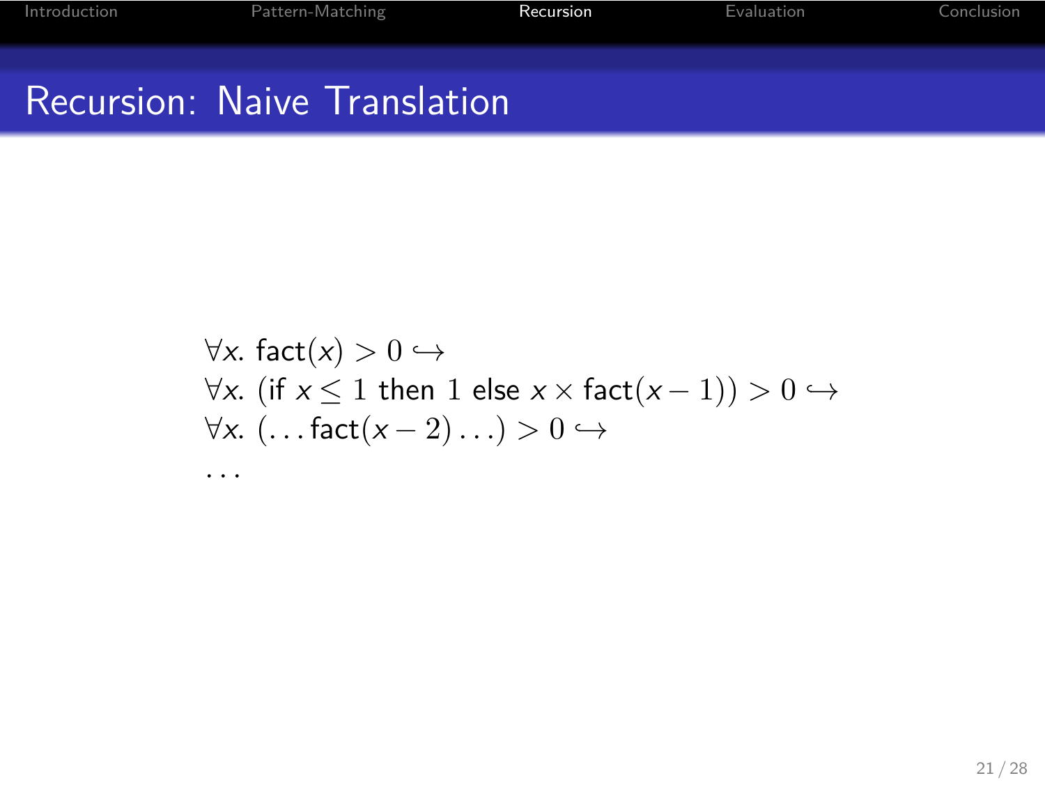# Recursion: Naive Translation

$$
\begin{aligned}
&\forall x.\ \mathsf{fact}(x) > 0 \hookrightarrow \\
&\forall x.\ (\text{if } x \leq 1 \text{ then } 1 \text{ else } x \times \mathsf{fact}(x-1)) > 0 \hookrightarrow \\
&\forall x.\ (\ldots \mathsf{fact}(x-2) \ldots) > 0 \hookrightarrow \\
&\ldots
\end{aligned}
$$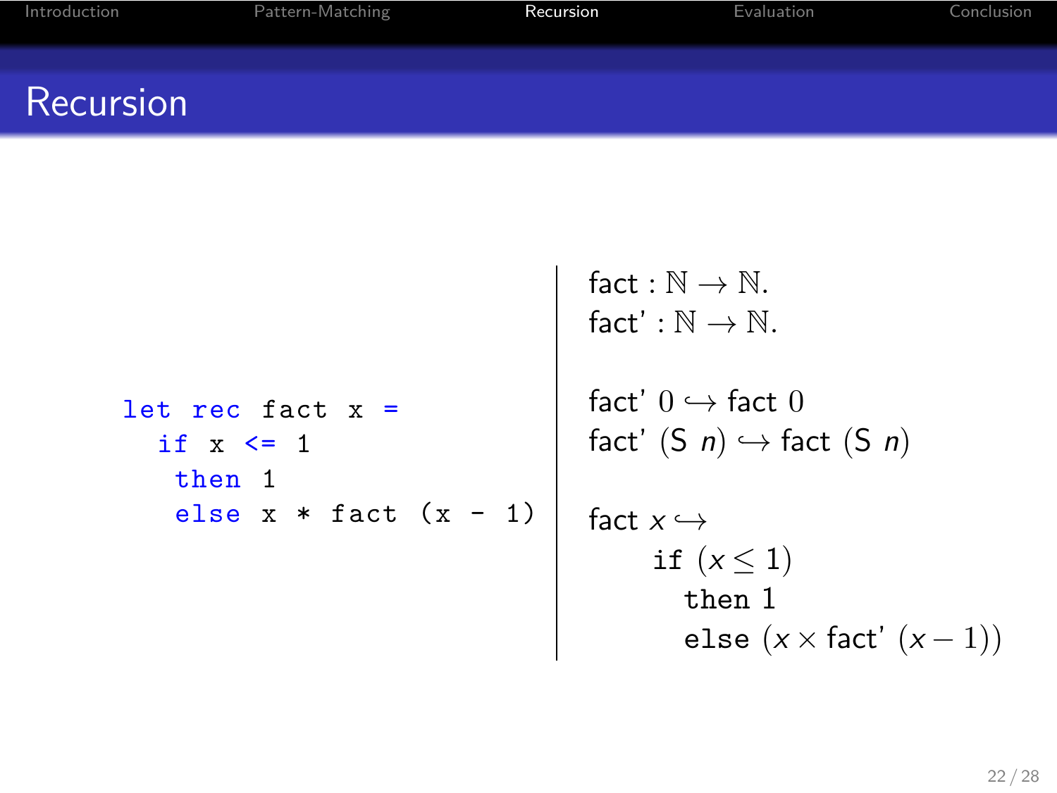# Recursion

```
let rec fact x =
  if x <= 1
   then 1
   else x * fact (x - 1)
```

$\text{fact} : \mathbb{N} \to \mathbb{N}.$
$\text{fact'} : \mathbb{N} \to \mathbb{N}.$

$\text{fact'}\ 0 \hookrightarrow \text{fact}\ 0$
$\text{fact'}\ (\mathsf{S}\ n) \hookrightarrow \text{fact}\ (\mathsf{S}\ n)$

$\text{fact}\ x \hookrightarrow$
$\quad \texttt{if}\ (x \leq 1)$
$\quad\quad \texttt{then}\ 1$
$\quad\quad \texttt{else}\ (x \times \text{fact'}\ (x - 1))$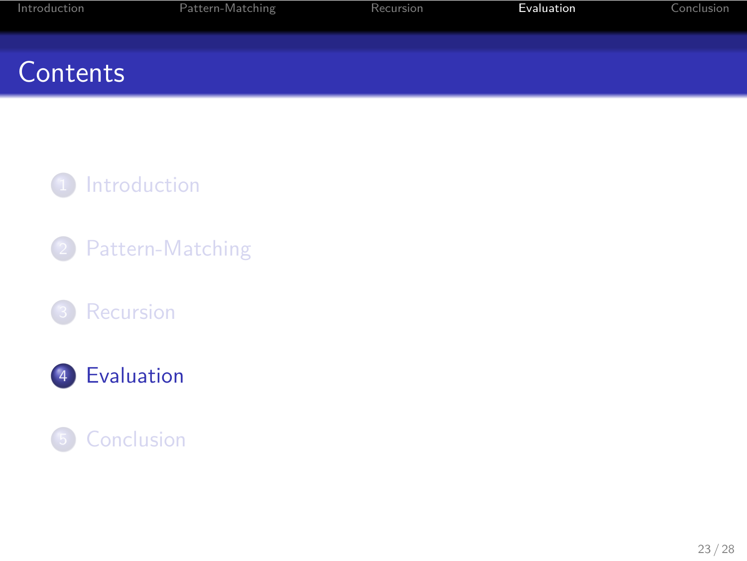# Contents

1. Introduction
2. Pattern-Matching
3. Recursion
4. **Evaluation**
5. Conclusion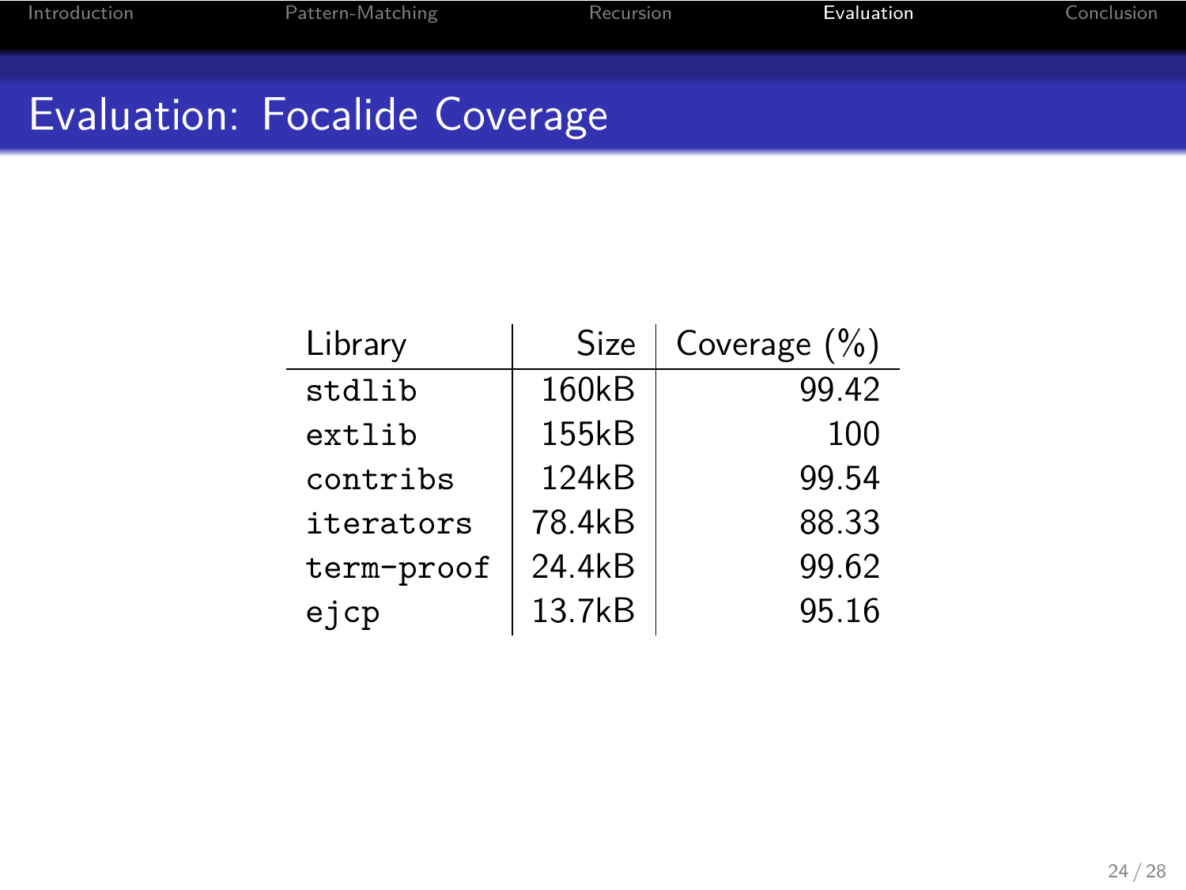# Evaluation: Focalide Coverage

| Library | Size | Coverage (%) |
|---|---:|---:|
| `stdlib` | 160kB | 99.42 |
| `extlib` | 155kB | 100 |
| `contribs` | 124kB | 99.54 |
| `iterators` | 78.4kB | 88.33 |
| `term-proof` | 24.4kB | 99.62 |
| `ejcp` | 13.7kB | 95.16 |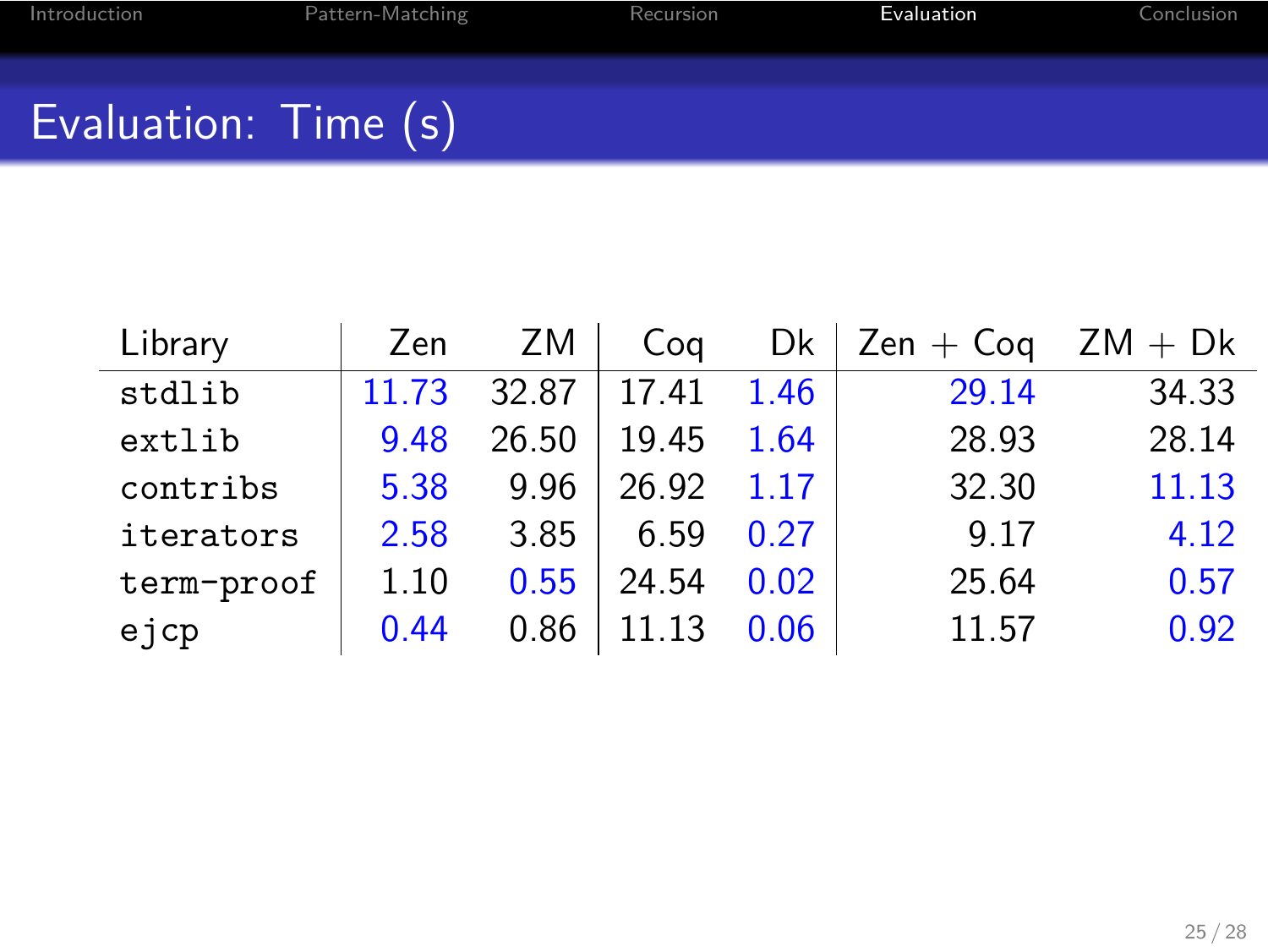## Evaluation: Time (s)

| Library | Zen | ZM | Coq | Dk | Zen + Coq | ZM + Dk |
|---|---|---|---|---|---|---|
| `stdlib` | 11.73 | 32.87 | 17.41 | 1.46 | 29.14 | 34.33 |
| `extlib` | 9.48 | 26.50 | 19.45 | 1.64 | 28.93 | 28.14 |
| `contribs` | 5.38 | 9.96 | 26.92 | 1.17 | 32.30 | 11.13 |
| `iterators` | 2.58 | 3.85 | 6.59 | 0.27 | 9.17 | 4.12 |
| `term-proof` | 1.10 | 0.55 | 24.54 | 0.02 | 25.64 | 0.57 |
| `ejcp` | 0.44 | 0.86 | 11.13 | 0.06 | 11.57 | 0.92 |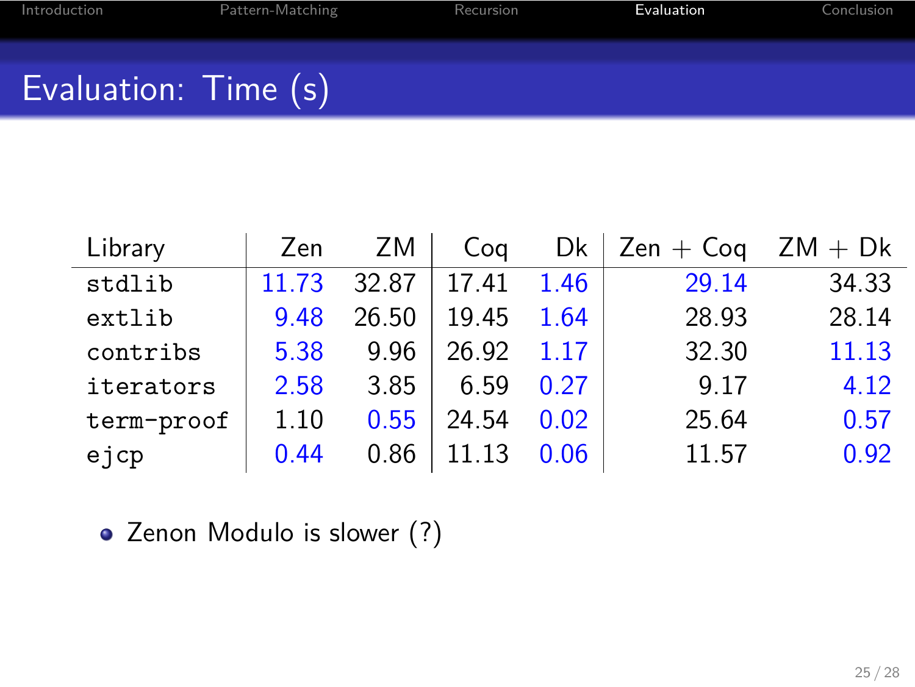# Evaluation: Time (s)

| Library | Zen | ZM | Coq | Dk | Zen + Coq | ZM + Dk |
|---|---|---|---|---|---|---|
| `stdlib` | 11.73 | 32.87 | 17.41 | 1.46 | 29.14 | 34.33 |
| `extlib` | 9.48 | 26.50 | 19.45 | 1.64 | 28.93 | 28.14 |
| `contribs` | 5.38 | 9.96 | 26.92 | 1.17 | 32.30 | 11.13 |
| `iterators` | 2.58 | 3.85 | 6.59 | 0.27 | 9.17 | 4.12 |
| `term-proof` | 1.10 | 0.55 | 24.54 | 0.02 | 25.64 | 0.57 |
| `ejcp` | 0.44 | 0.86 | 11.13 | 0.06 | 11.57 | 0.92 |

- Zenon Modulo is slower (?)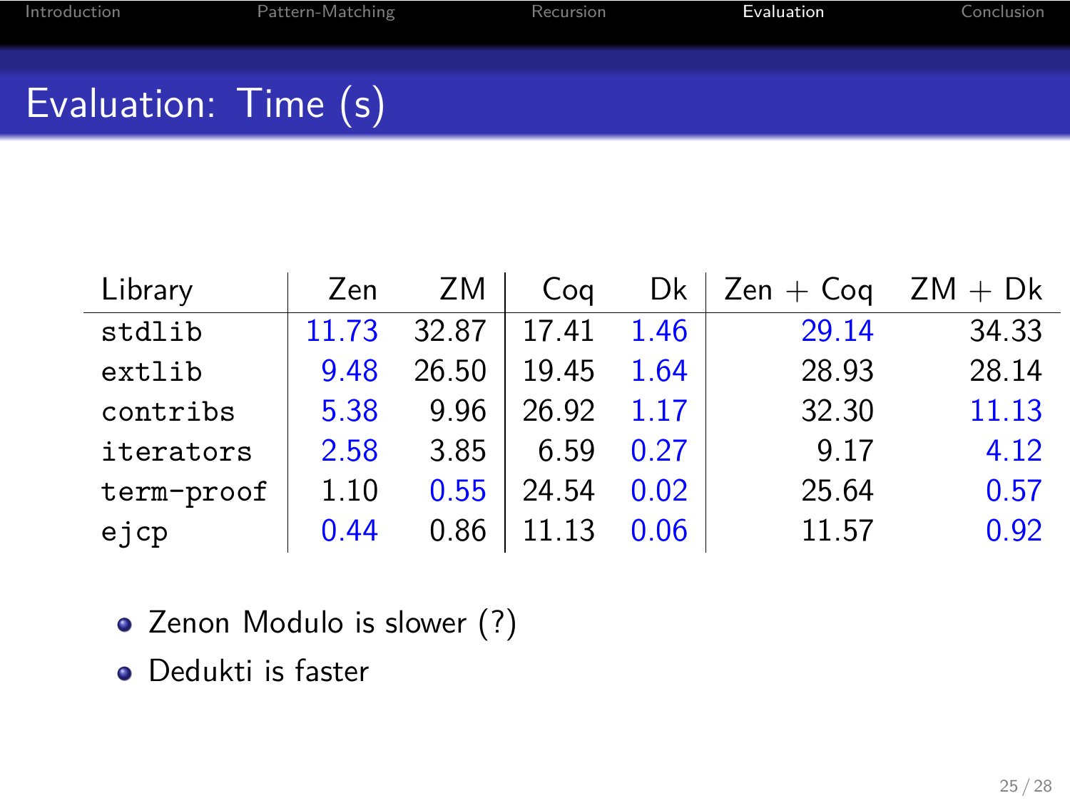# Evaluation: Time (s)

| Library | Zen | ZM | Coq | Dk | Zen + Coq | ZM + Dk |
|---|---|---|---|---|---|---|
| `stdlib` | 11.73 | 32.87 | 17.41 | 1.46 | 29.14 | 34.33 |
| `extlib` | 9.48 | 26.50 | 19.45 | 1.64 | 28.93 | 28.14 |
| `contribs` | 5.38 | 9.96 | 26.92 | 1.17 | 32.30 | 11.13 |
| `iterators` | 2.58 | 3.85 | 6.59 | 0.27 | 9.17 | 4.12 |
| `term-proof` | 1.10 | 0.55 | 24.54 | 0.02 | 25.64 | 0.57 |
| `ejcp` | 0.44 | 0.86 | 11.13 | 0.06 | 11.57 | 0.92 |

- Zenon Modulo is slower (?)
- Dedukti is faster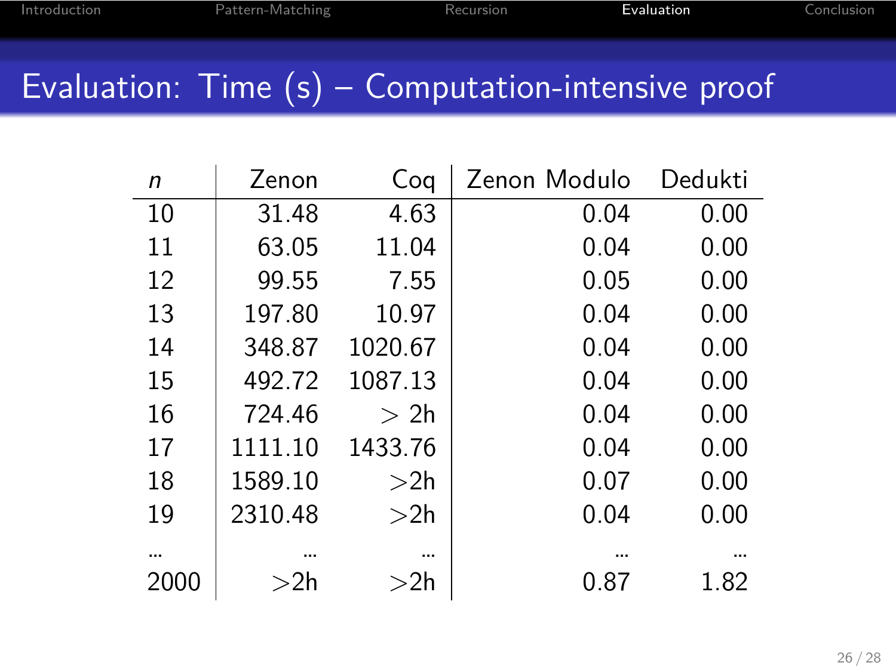# Evaluation: Time (s) – Computation-intensive proof

| $n$ | Zenon | Coq | Zenon Modulo | Dedukti |
|---|---|---|---|---|
| 10 | 31.48 | 4.63 | 0.04 | 0.00 |
| 11 | 63.05 | 11.04 | 0.04 | 0.00 |
| 12 | 99.55 | 7.55 | 0.05 | 0.00 |
| 13 | 197.80 | 10.97 | 0.04 | 0.00 |
| 14 | 348.87 | 1020.67 | 0.04 | 0.00 |
| 15 | 492.72 | 1087.13 | 0.04 | 0.00 |
| 16 | 724.46 | $>$ 2h | 0.04 | 0.00 |
| 17 | 1111.10 | 1433.76 | 0.04 | 0.00 |
| 18 | 1589.10 | $>$2h | 0.07 | 0.00 |
| 19 | 2310.48 | $>$2h | 0.04 | 0.00 |
| ... | ... | ... | ... | ... |
| 2000 | $>$2h | $>$2h | 0.87 | 1.82 |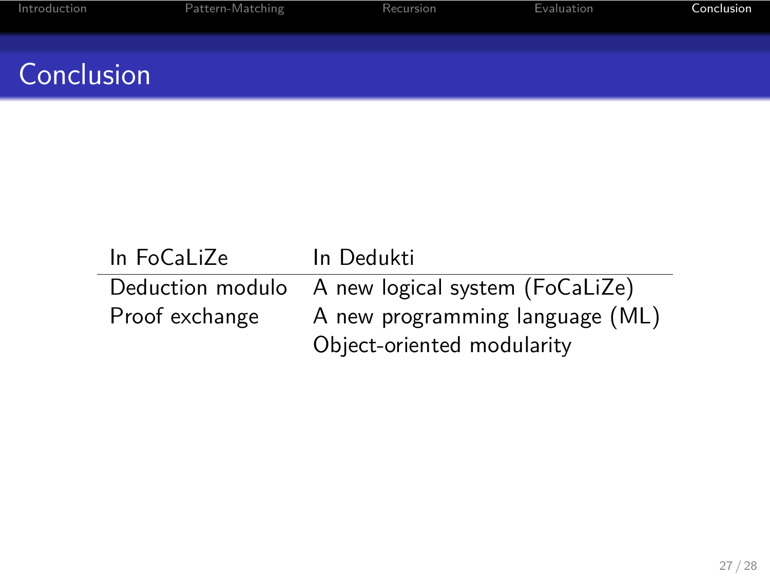# Conclusion

| In FoCaLiZe | In Dedukti |
|---|---|
| Deduction modulo | A new logical system (FoCaLiZe) |
| Proof exchange | A new programming language (ML) |
| | Object-oriented modularity |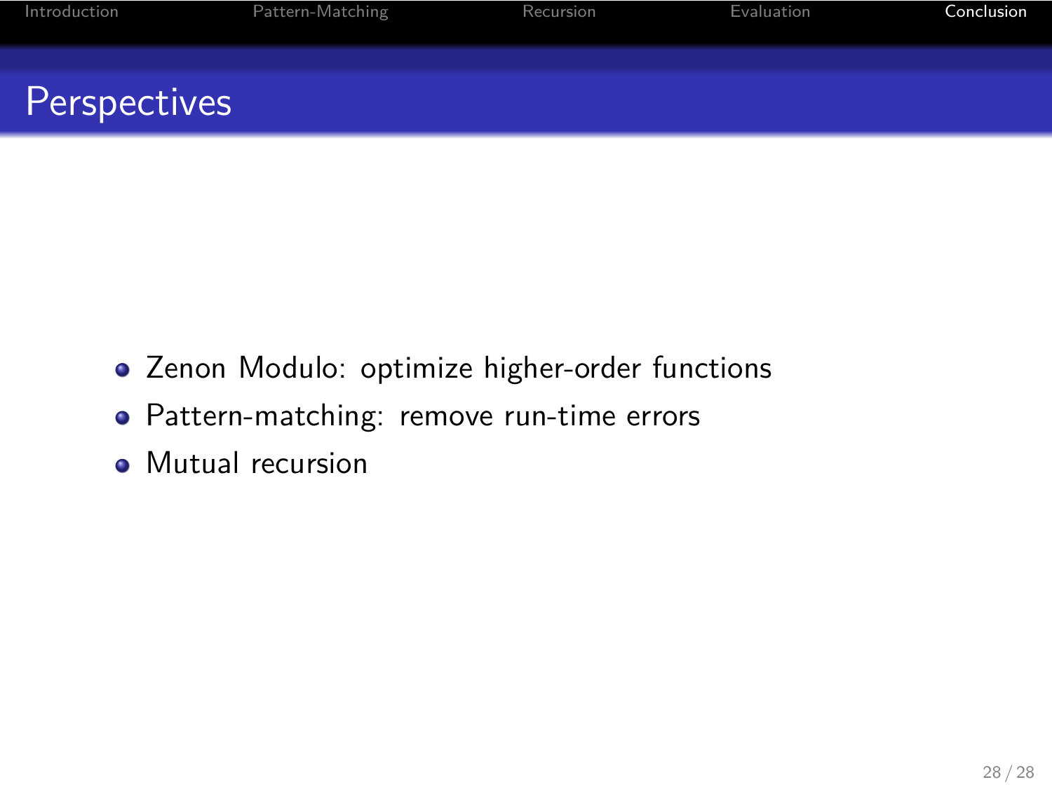# Perspectives

- Zenon Modulo: optimize higher-order functions
- Pattern-matching: remove run-time errors
- Mutual recursion